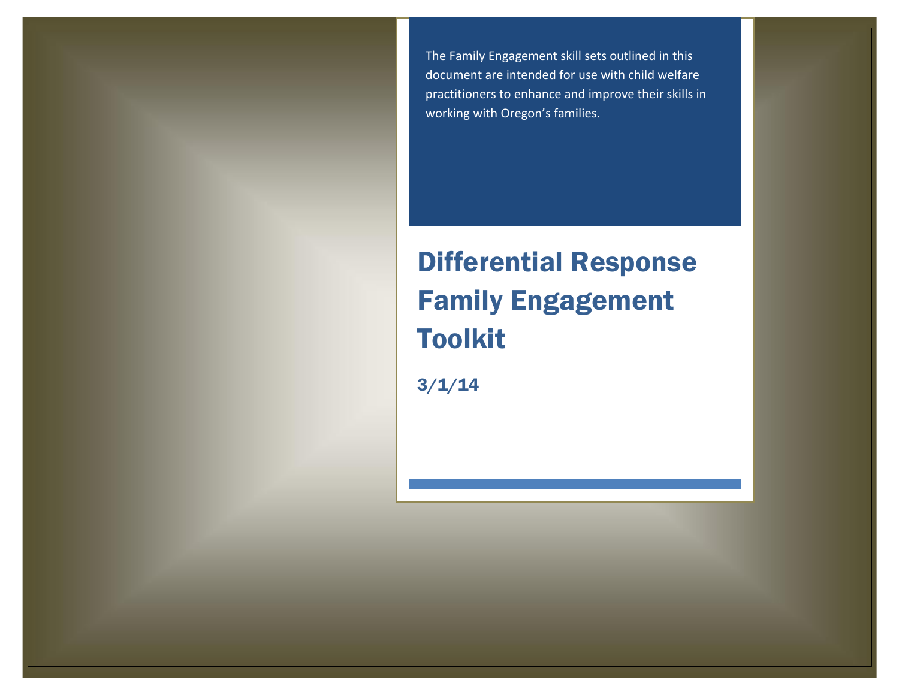The Family Engagement skill sets outlined in this document are intended for use with child welfare practitioners to enhance and improve their skills in working with Oregon's families.

# Differential Response Family Engagement Toolkit

**3/1/14**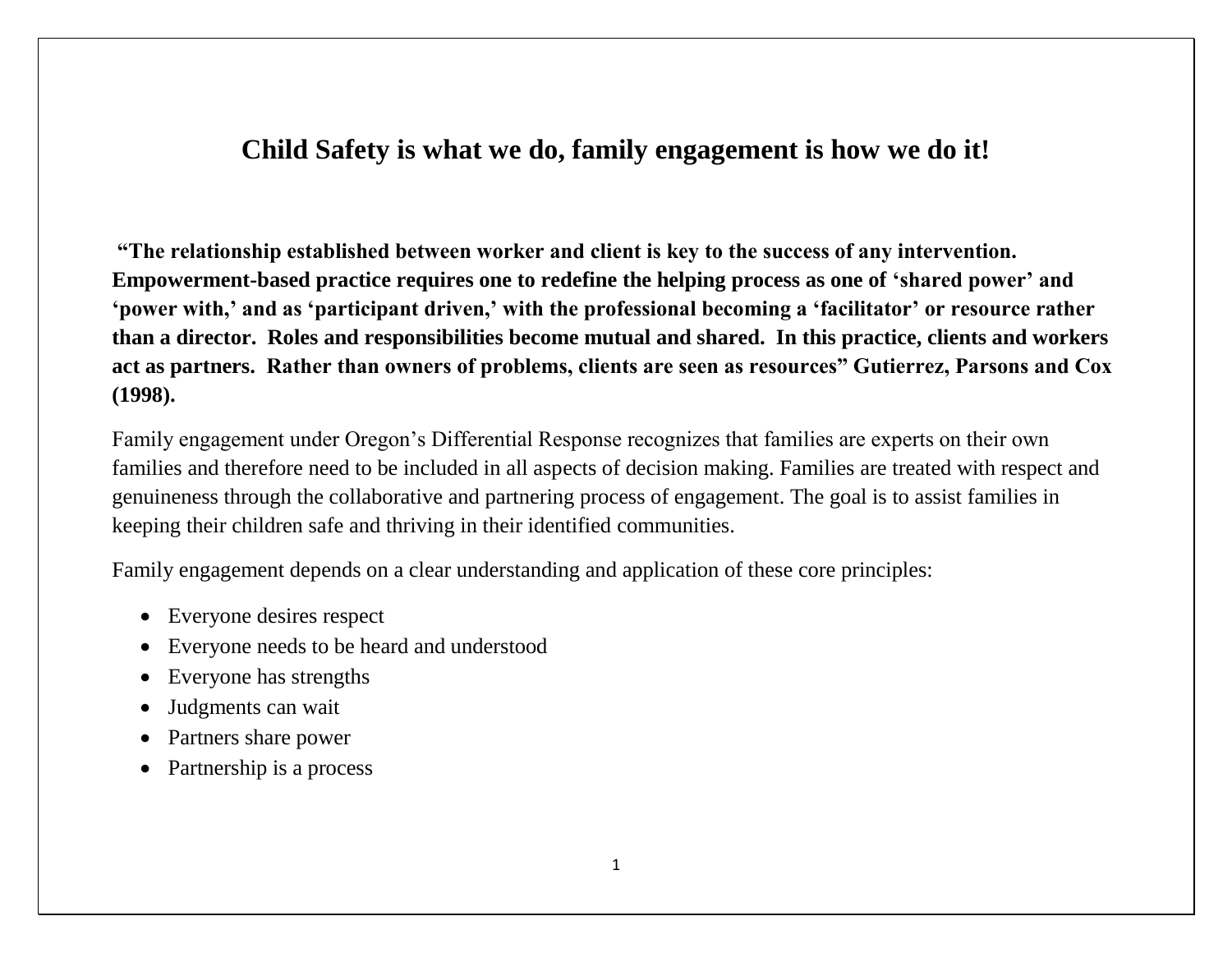# Child Safety is what we do, family engagement is how we do it!

**"The relationship established between worker and client is key to the success of any intervention. Empowerment-based practice requires one to redefine the helping process as one of 'shared power' and 'power with,' and as 'participant driven,' with the professional becoming a 'facilitator' or resource rather than a director. Roles and responsibilities become mutual and shared. In this practice, clients and workers act as partners. Rather than owners of problems, clients are seen as resources" Gutierrez, Parsons and Cox (1998).**

Family engagement under Oregon's Differential Response recognizes that families are experts on their own families and therefore need to be included in all aspects of decision making. Families are treated with respect and genuineness through the collaborative and partnering process of engagement. The goal is to assist families in keeping their children safe and thriving in their identified communities.

Family engagement depends on a clear understanding and application of these core principles:

- Everyone desires respect
- Everyone needs to be heard and understood
- Everyone has strengths
- Judgments can wait
- Partners share power
- Partnership is a process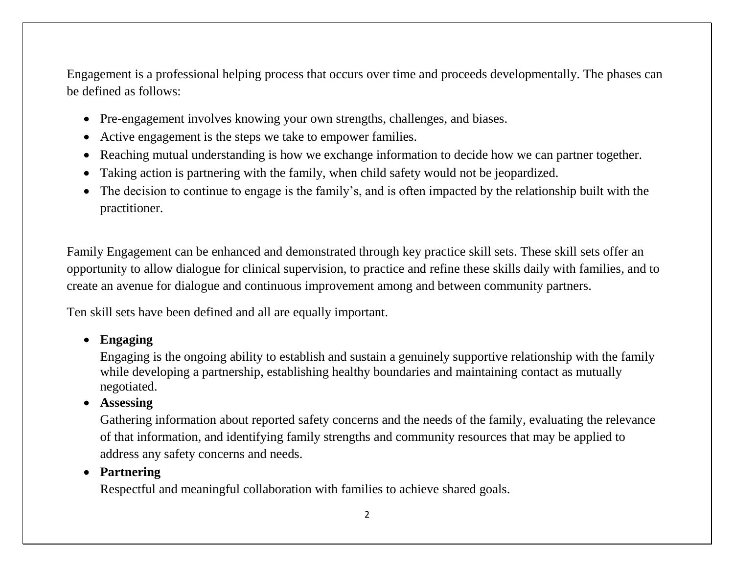Engagement is a professional helping process that occurs over time and proceeds developmentally. The phases can be defined as follows:

- Pre-engagement involves knowing your own strengths, challenges, and biases.
- Active engagement is the steps we take to empower families.
- Reaching mutual understanding is how we exchange information to decide how we can partner together.
- Taking action is partnering with the family, when child safety would not be jeopardized.
- The decision to continue to engage is the family's, and is often impacted by the relationship built with the practitioner.

Family Engagement can be enhanced and demonstrated through key practice skill sets. These skill sets offer an opportunity to allow dialogue for clinical supervision, to practice and refine these skills daily with families, and to create an avenue for dialogue and continuous improvement among and between community partners.

Ten skill sets have been defined and all are equally important.

- **Engaging**
  Engaging is the ongoing ability to establish and sustain a genuinely supportive relationship with the family while developing a partnership, establishing healthy boundaries and maintaining contact as mutually negotiated.
- **Assessing**
  Gathering information about reported safety concerns and the needs of the family, evaluating the relevance of that information, and identifying family strengths and community resources that may be applied to address any safety concerns and needs.
- **Partnering**
  Respectful and meaningful collaboration with families to achieve shared goals.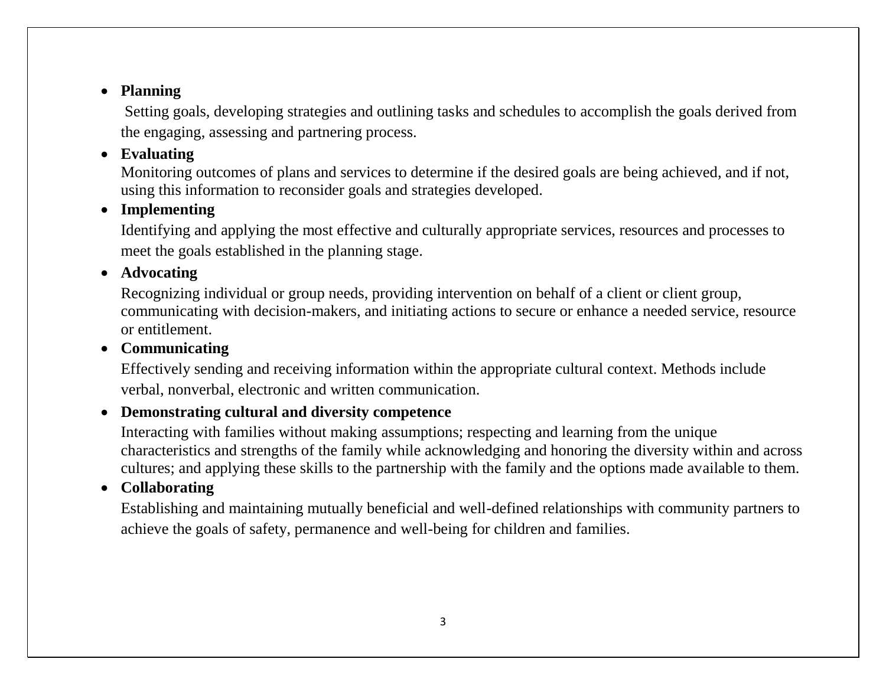- **Planning**

  Setting goals, developing strategies and outlining tasks and schedules to accomplish the goals derived from the engaging, assessing and partnering process.

- **Evaluating**

  Monitoring outcomes of plans and services to determine if the desired goals are being achieved, and if not, using this information to reconsider goals and strategies developed.

- **Implementing**

  Identifying and applying the most effective and culturally appropriate services, resources and processes to meet the goals established in the planning stage.

- **Advocating**

  Recognizing individual or group needs, providing intervention on behalf of a client or client group, communicating with decision-makers, and initiating actions to secure or enhance a needed service, resource or entitlement.

- **Communicating**

  Effectively sending and receiving information within the appropriate cultural context. Methods include verbal, nonverbal, electronic and written communication.

- **Demonstrating cultural and diversity competence**

  Interacting with families without making assumptions; respecting and learning from the unique characteristics and strengths of the family while acknowledging and honoring the diversity within and across cultures; and applying these skills to the partnership with the family and the options made available to them.

- **Collaborating**

  Establishing and maintaining mutually beneficial and well-defined relationships with community partners to achieve the goals of safety, permanence and well-being for children and families.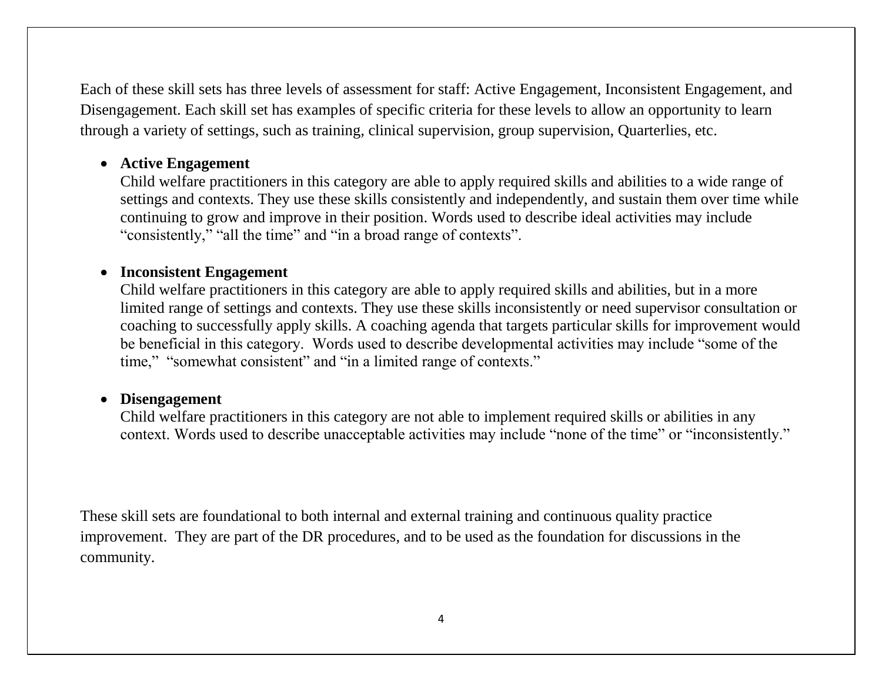Each of these skill sets has three levels of assessment for staff: Active Engagement, Inconsistent Engagement, and Disengagement. Each skill set has examples of specific criteria for these levels to allow an opportunity to learn through a variety of settings, such as training, clinical supervision, group supervision, Quarterlies, etc.

- **Active Engagement**
  Child welfare practitioners in this category are able to apply required skills and abilities to a wide range of settings and contexts. They use these skills consistently and independently, and sustain them over time while continuing to grow and improve in their position. Words used to describe ideal activities may include "consistently," "all the time" and "in a broad range of contexts".

- **Inconsistent Engagement**
  Child welfare practitioners in this category are able to apply required skills and abilities, but in a more limited range of settings and contexts. They use these skills inconsistently or need supervisor consultation or coaching to successfully apply skills. A coaching agenda that targets particular skills for improvement would be beneficial in this category. Words used to describe developmental activities may include "some of the time," "somewhat consistent" and "in a limited range of contexts."

- **Disengagement**
  Child welfare practitioners in this category are not able to implement required skills or abilities in any context. Words used to describe unacceptable activities may include "none of the time" or "inconsistently."

These skill sets are foundational to both internal and external training and continuous quality practice improvement. They are part of the DR procedures, and to be used as the foundation for discussions in the community.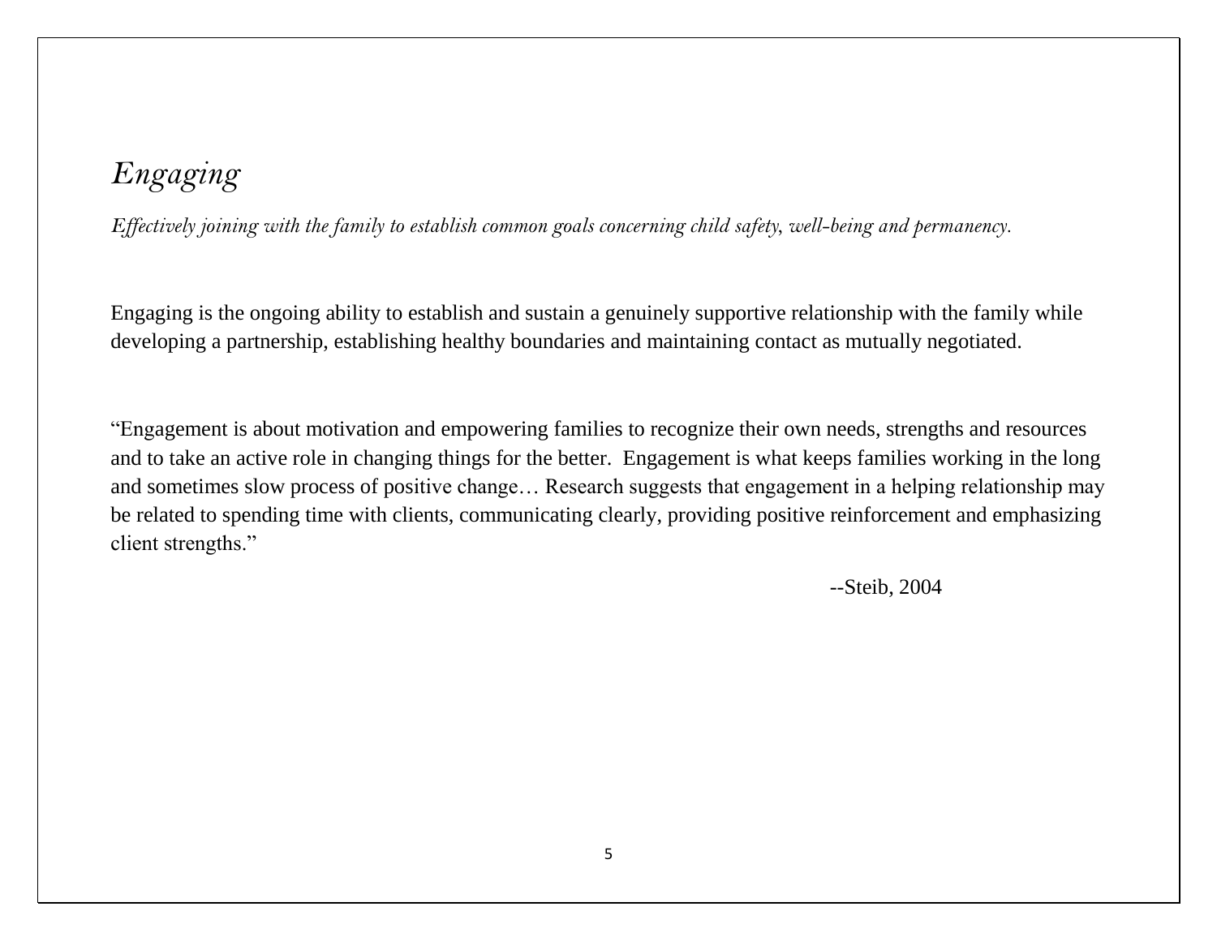# *Engaging*

*Effectively joining with the family to establish common goals concerning child safety, well-being and permanency.*

Engaging is the ongoing ability to establish and sustain a genuinely supportive relationship with the family while developing a partnership, establishing healthy boundaries and maintaining contact as mutually negotiated.

"Engagement is about motivation and empowering families to recognize their own needs, strengths and resources and to take an active role in changing things for the better. Engagement is what keeps families working in the long and sometimes slow process of positive change… Research suggests that engagement in a helping relationship may be related to spending time with clients, communicating clearly, providing positive reinforcement and emphasizing client strengths."

--Steib, 2004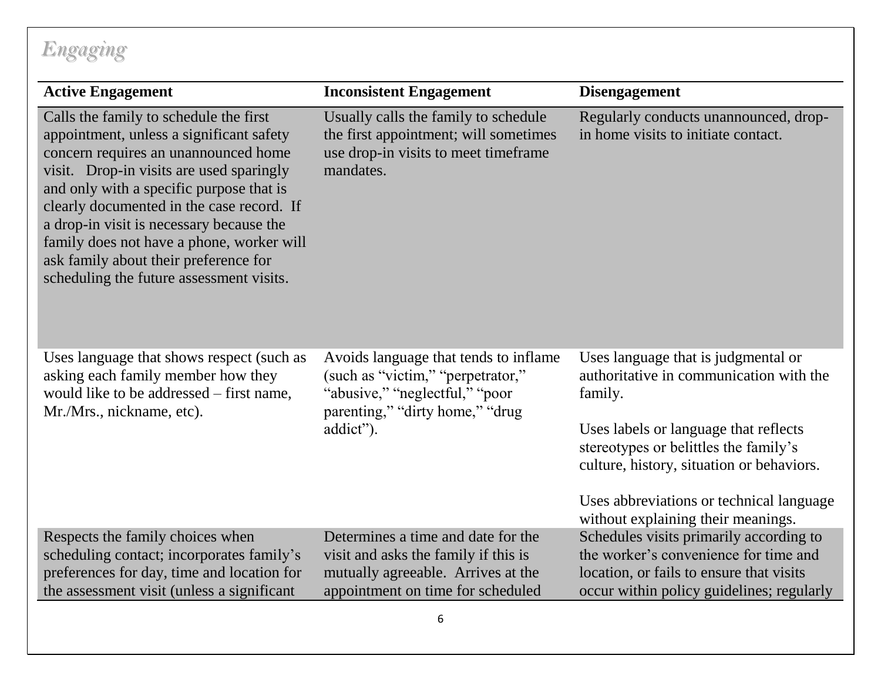## *Engaging*

| Active Engagement | Inconsistent Engagement | Disengagement |
|---|---|---|
| Calls the family to schedule the first appointment, unless a significant safety concern requires an unannounced home visit. Drop-in visits are used sparingly and only with a specific purpose that is clearly documented in the case record. If a drop-in visit is necessary because the family does not have a phone, worker will ask family about their preference for scheduling the future assessment visits. | Usually calls the family to schedule the first appointment; will sometimes use drop-in visits to meet timeframe mandates. | Regularly conducts unannounced, drop-in home visits to initiate contact. |
| Uses language that shows respect (such as asking each family member how they would like to be addressed – first name, Mr./Mrs., nickname, etc). | Avoids language that tends to inflame (such as "victim," "perpetrator," "abusive," "neglectful," "poor parenting," "dirty home," "drug addict"). | Uses language that is judgmental or authoritative in communication with the family.<br><br>Uses labels or language that reflects stereotypes or belittles the family's culture, history, situation or behaviors.<br><br>Uses abbreviations or technical language without explaining their meanings. |
| Respects the family choices when scheduling contact; incorporates family's preferences for day, time and location for the assessment visit (unless a significant | Determines a time and date for the visit and asks the family if this is mutually agreeable. Arrives at the appointment on time for scheduled | Schedules visits primarily according to the worker's convenience for time and location, or fails to ensure that visits occur within policy guidelines; regularly |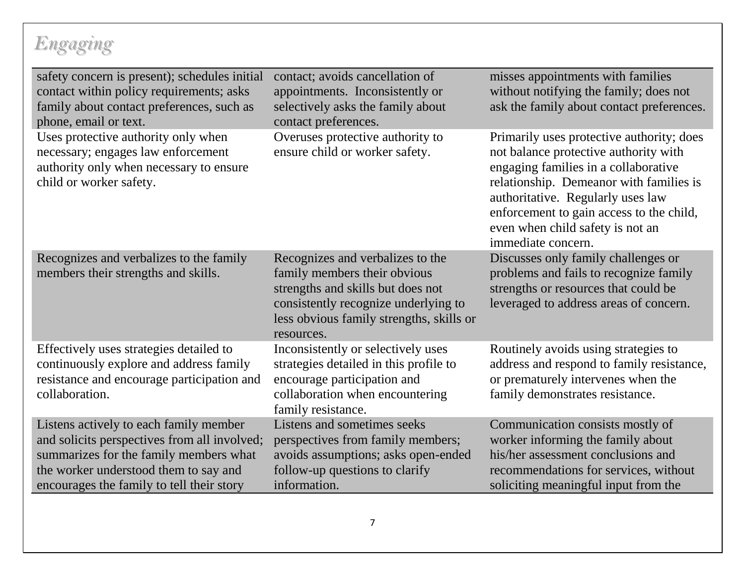## *Engaging*

| | | |
|---|---|---|
| safety concern is present); schedules initial contact within policy requirements; asks family about contact preferences, such as phone, email or text. | contact; avoids cancellation of appointments. Inconsistently or selectively asks the family about contact preferences. | misses appointments with families without notifying the family; does not ask the family about contact preferences. |
| Uses protective authority only when necessary; engages law enforcement authority only when necessary to ensure child or worker safety. | Overuses protective authority to ensure child or worker safety. | Primarily uses protective authority; does not balance protective authority with engaging families in a collaborative relationship. Demeanor with families is authoritative. Regularly uses law enforcement to gain access to the child, even when child safety is not an immediate concern. |
| Recognizes and verbalizes to the family members their strengths and skills. | Recognizes and verbalizes to the family members their obvious strengths and skills but does not consistently recognize underlying to less obvious family strengths, skills or resources. | Discusses only family challenges or problems and fails to recognize family strengths or resources that could be leveraged to address areas of concern. |
| Effectively uses strategies detailed to continuously explore and address family resistance and encourage participation and collaboration. | Inconsistently or selectively uses strategies detailed in this profile to encourage participation and collaboration when encountering family resistance. | Routinely avoids using strategies to address and respond to family resistance, or prematurely intervenes when the family demonstrates resistance. |
| Listens actively to each family member and solicits perspectives from all involved; summarizes for the family members what the worker understood them to say and encourages the family to tell their story | Listens and sometimes seeks perspectives from family members; avoids assumptions; asks open-ended follow-up questions to clarify information. | Communication consists mostly of worker informing the family about his/her assessment conclusions and recommendations for services, without soliciting meaningful input from the |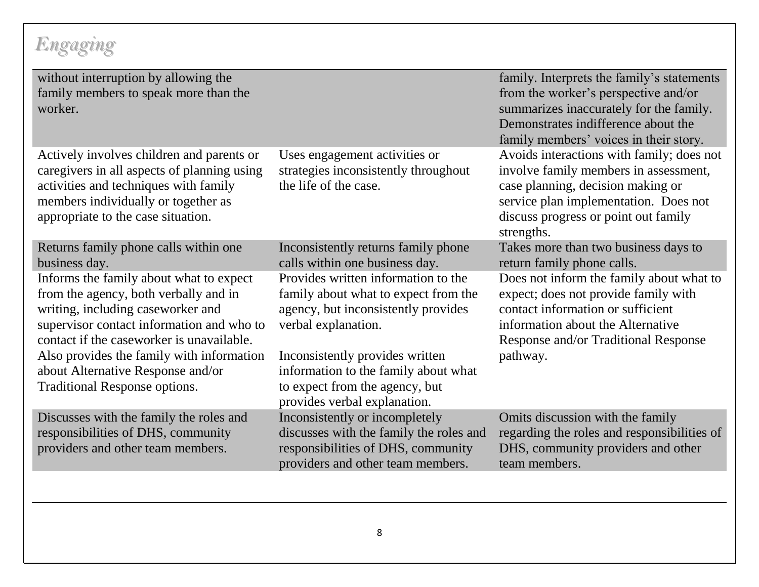## *Engaging*

| | | |
|---|---|---|
| without interruption by allowing the family members to speak more than the worker. | | family. Interprets the family's statements from the worker's perspective and/or summarizes inaccurately for the family. Demonstrates indifference about the family members' voices in their story. |
| Actively involves children and parents or caregivers in all aspects of planning using activities and techniques with family members individually or together as appropriate to the case situation. | Uses engagement activities or strategies inconsistently throughout the life of the case. | Avoids interactions with family; does not involve family members in assessment, case planning, decision making or service plan implementation. Does not discuss progress or point out family strengths. |
| Returns family phone calls within one business day. | Inconsistently returns family phone calls within one business day. | Takes more than two business days to return family phone calls. |
| Informs the family about what to expect from the agency, both verbally and in writing, including caseworker and supervisor contact information and who to contact if the caseworker is unavailable. Also provides the family with information about Alternative Response and/or Traditional Response options. | Provides written information to the family about what to expect from the agency, but inconsistently provides verbal explanation.<br><br>Inconsistently provides written information to the family about what to expect from the agency, but provides verbal explanation. | Does not inform the family about what to expect; does not provide family with contact information or sufficient information about the Alternative Response and/or Traditional Response pathway. |
| Discusses with the family the roles and responsibilities of DHS, community providers and other team members. | Inconsistently or incompletely discusses with the family the roles and responsibilities of DHS, community providers and other team members. | Omits discussion with the family regarding the roles and responsibilities of DHS, community providers and other team members. |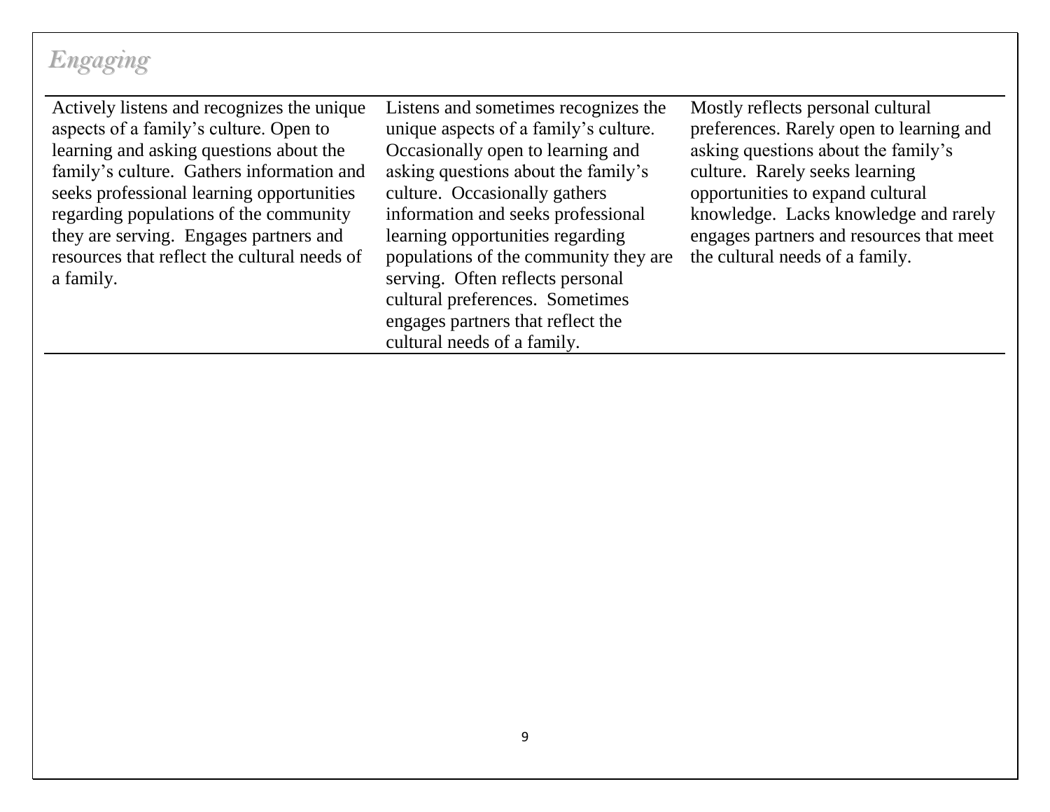## *Engaging*

| | | |
|---|---|---|
| Actively listens and recognizes the unique aspects of a family's culture. Open to learning and asking questions about the family's culture. Gathers information and seeks professional learning opportunities regarding populations of the community they are serving. Engages partners and resources that reflect the cultural needs of a family. | Listens and sometimes recognizes the unique aspects of a family's culture. Occasionally open to learning and asking questions about the family's culture. Occasionally gathers information and seeks professional learning opportunities regarding populations of the community they are serving. Often reflects personal cultural preferences. Sometimes engages partners that reflect the cultural needs of a family. | Mostly reflects personal cultural preferences. Rarely open to learning and asking questions about the family's culture. Rarely seeks learning opportunities to expand cultural knowledge. Lacks knowledge and rarely engages partners and resources that meet the cultural needs of a family. |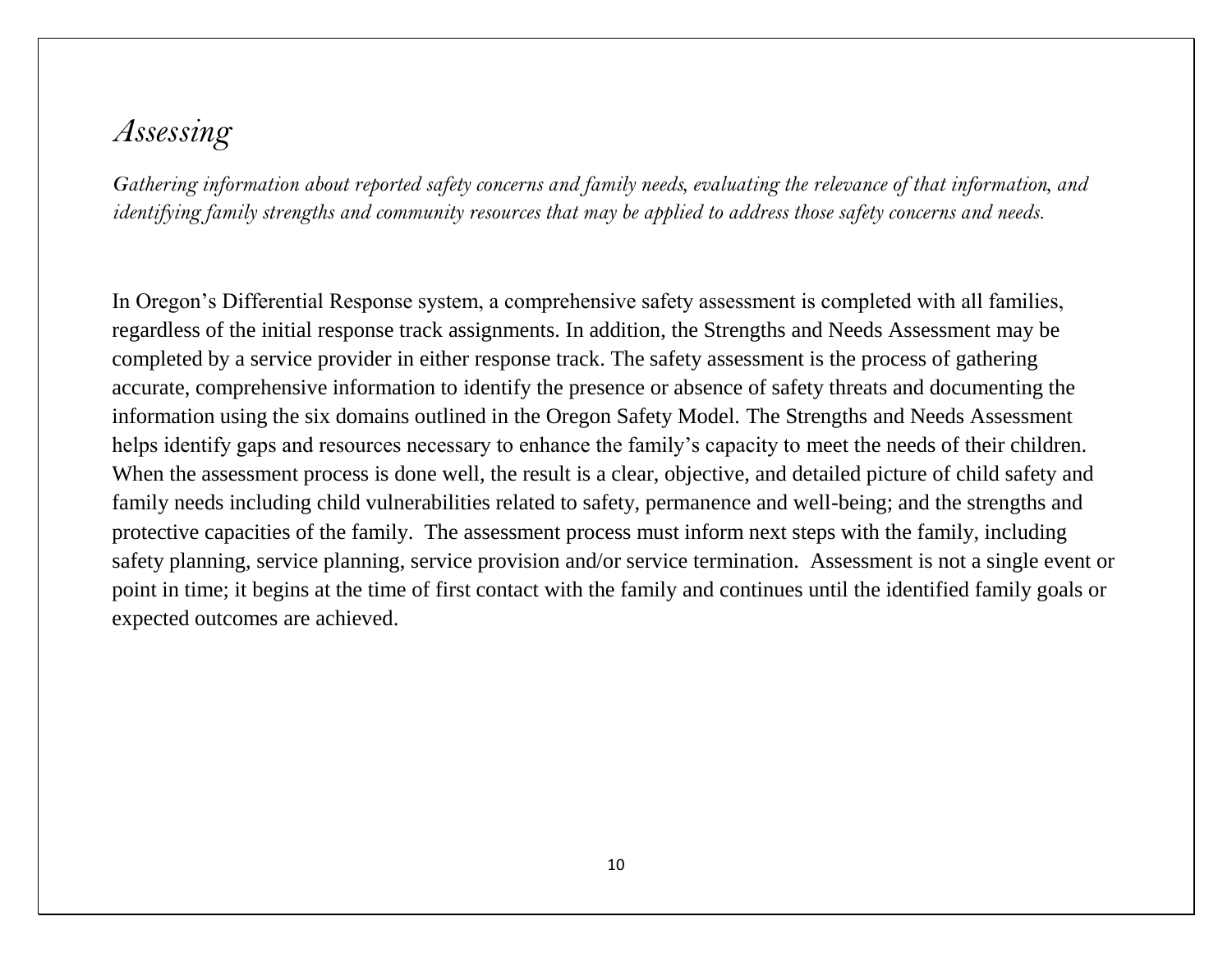## *Assessing*

*Gathering information about reported safety concerns and family needs, evaluating the relevance of that information, and identifying family strengths and community resources that may be applied to address those safety concerns and needs.*

In Oregon's Differential Response system, a comprehensive safety assessment is completed with all families, regardless of the initial response track assignments. In addition, the Strengths and Needs Assessment may be completed by a service provider in either response track. The safety assessment is the process of gathering accurate, comprehensive information to identify the presence or absence of safety threats and documenting the information using the six domains outlined in the Oregon Safety Model. The Strengths and Needs Assessment helps identify gaps and resources necessary to enhance the family's capacity to meet the needs of their children. When the assessment process is done well, the result is a clear, objective, and detailed picture of child safety and family needs including child vulnerabilities related to safety, permanence and well-being; and the strengths and protective capacities of the family. The assessment process must inform next steps with the family, including safety planning, service planning, service provision and/or service termination. Assessment is not a single event or point in time; it begins at the time of first contact with the family and continues until the identified family goals or expected outcomes are achieved.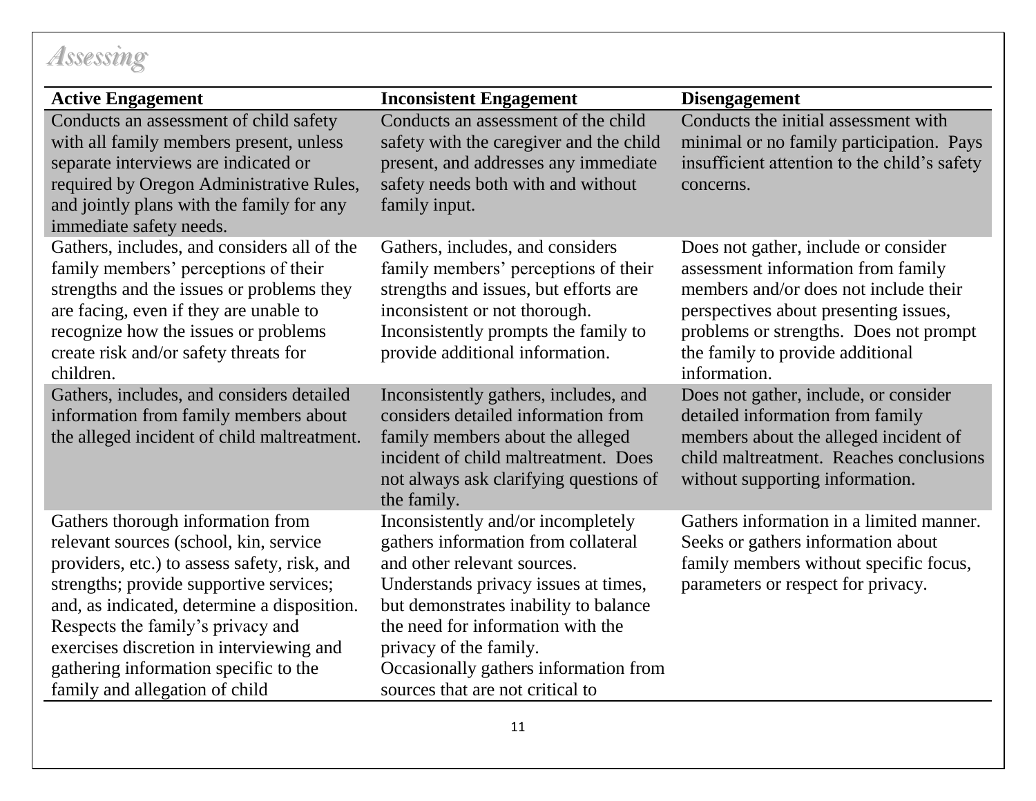# *Assessing*

| Active Engagement | Inconsistent Engagement | Disengagement |
|---|---|---|
| Conducts an assessment of child safety with all family members present, unless separate interviews are indicated or required by Oregon Administrative Rules, and jointly plans with the family for any immediate safety needs. | Conducts an assessment of the child safety with the caregiver and the child present, and addresses any immediate safety needs both with and without family input. | Conducts the initial assessment with minimal or no family participation. Pays insufficient attention to the child's safety concerns. |
| Gathers, includes, and considers all of the family members' perceptions of their strengths and the issues or problems they are facing, even if they are unable to recognize how the issues or problems create risk and/or safety threats for children. | Gathers, includes, and considers family members' perceptions of their strengths and issues, but efforts are inconsistent or not thorough. Inconsistently prompts the family to provide additional information. | Does not gather, include or consider assessment information from family members and/or does not include their perspectives about presenting issues, problems or strengths. Does not prompt the family to provide additional information. |
| Gathers, includes, and considers detailed information from family members about the alleged incident of child maltreatment. | Inconsistently gathers, includes, and considers detailed information from family members about the alleged incident of child maltreatment. Does not always ask clarifying questions of the family. | Does not gather, include, or consider detailed information from family members about the alleged incident of child maltreatment. Reaches conclusions without supporting information. |
| Gathers thorough information from relevant sources (school, kin, service providers, etc.) to assess safety, risk, and strengths; provide supportive services; and, as indicated, determine a disposition. Respects the family's privacy and exercises discretion in interviewing and gathering information specific to the family and allegation of child | Inconsistently and/or incompletely gathers information from collateral and other relevant sources. Understands privacy issues at times, but demonstrates inability to balance the need for information with the privacy of the family. Occasionally gathers information from sources that are not critical to | Gathers information in a limited manner. Seeks or gathers information about family members without specific focus, parameters or respect for privacy. |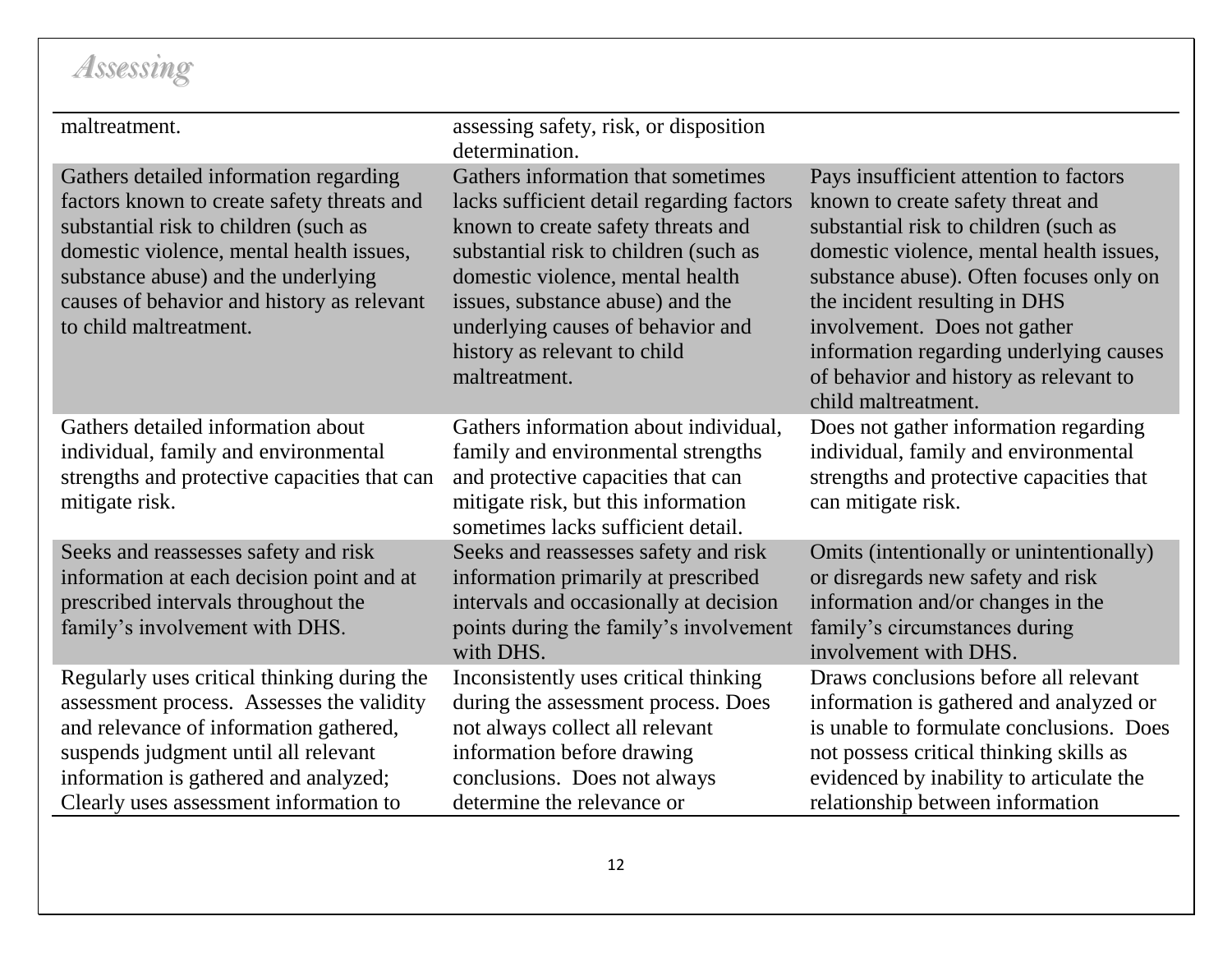## *Assessing*

| | | |
|---|---|---|
| maltreatment. | assessing safety, risk, or disposition determination. | |
| Gathers detailed information regarding factors known to create safety threats and substantial risk to children (such as domestic violence, mental health issues, substance abuse) and the underlying causes of behavior and history as relevant to child maltreatment. | Gathers information that sometimes lacks sufficient detail regarding factors known to create safety threats and substantial risk to children (such as domestic violence, mental health issues, substance abuse) and the underlying causes of behavior and history as relevant to child maltreatment. | Pays insufficient attention to factors known to create safety threat and substantial risk to children (such as domestic violence, mental health issues, substance abuse). Often focuses only on the incident resulting in DHS involvement. Does not gather information regarding underlying causes of behavior and history as relevant to child maltreatment. |
| Gathers detailed information about individual, family and environmental strengths and protective capacities that can mitigate risk. | Gathers information about individual, family and environmental strengths and protective capacities that can mitigate risk, but this information sometimes lacks sufficient detail. | Does not gather information regarding individual, family and environmental strengths and protective capacities that can mitigate risk. |
| Seeks and reassesses safety and risk information at each decision point and at prescribed intervals throughout the family's involvement with DHS. | Seeks and reassesses safety and risk information primarily at prescribed intervals and occasionally at decision points during the family's involvement with DHS. | Omits (intentionally or unintentionally) or disregards new safety and risk information and/or changes in the family's circumstances during involvement with DHS. |
| Regularly uses critical thinking during the assessment process. Assesses the validity and relevance of information gathered, suspends judgment until all relevant information is gathered and analyzed; Clearly uses assessment information to | Inconsistently uses critical thinking during the assessment process. Does not always collect all relevant information before drawing conclusions. Does not always determine the relevance or | Draws conclusions before all relevant information is gathered and analyzed or is unable to formulate conclusions. Does not possess critical thinking skills as evidenced by inability to articulate the relationship between information |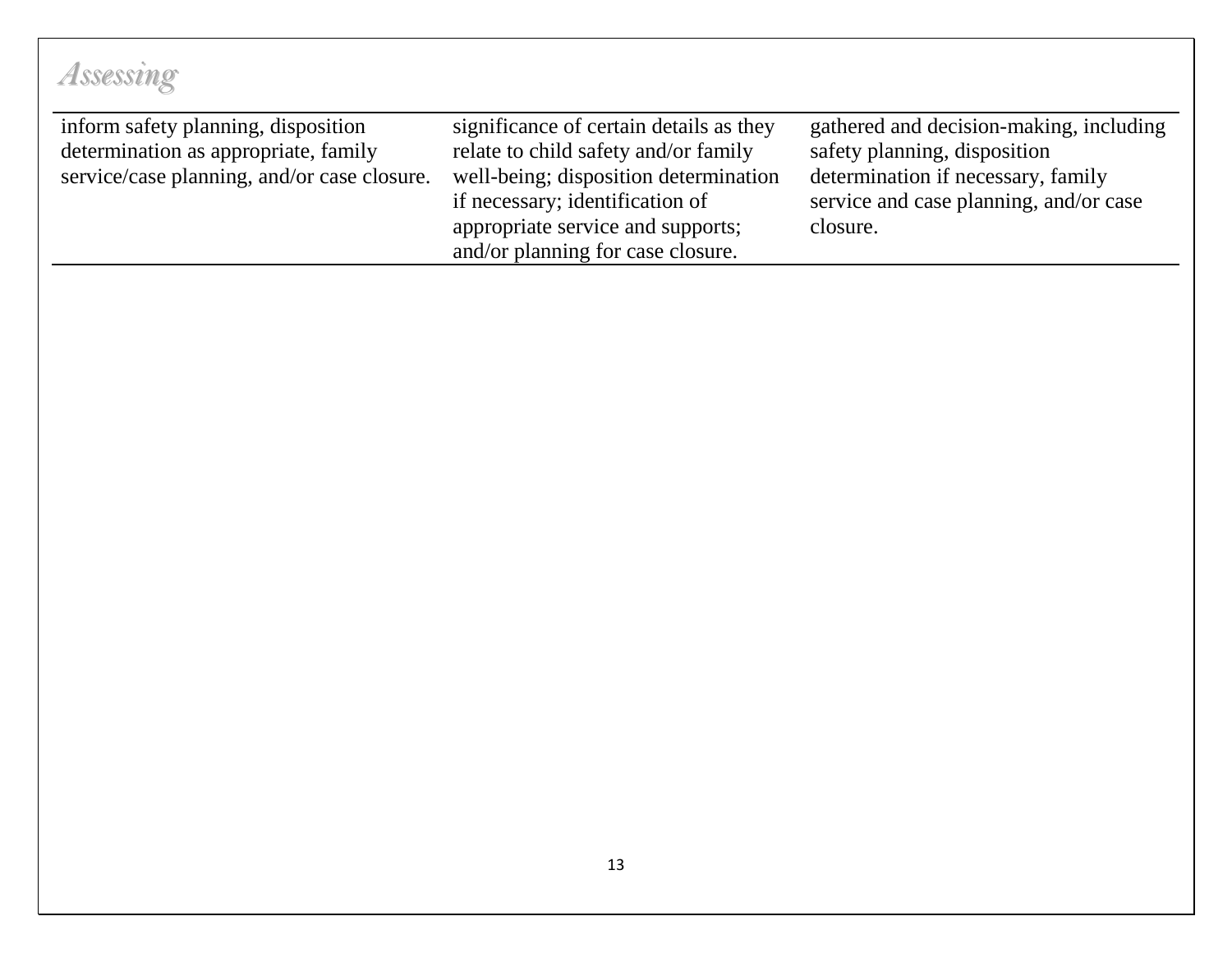*Assessing*

| | | |
|---|---|---|
| inform safety planning, disposition determination as appropriate, family service/case planning, and/or case closure. | significance of certain details as they relate to child safety and/or family well-being; disposition determination if necessary; identification of appropriate service and supports; and/or planning for case closure. | gathered and decision-making, including safety planning, disposition determination if necessary, family service and case planning, and/or case closure. |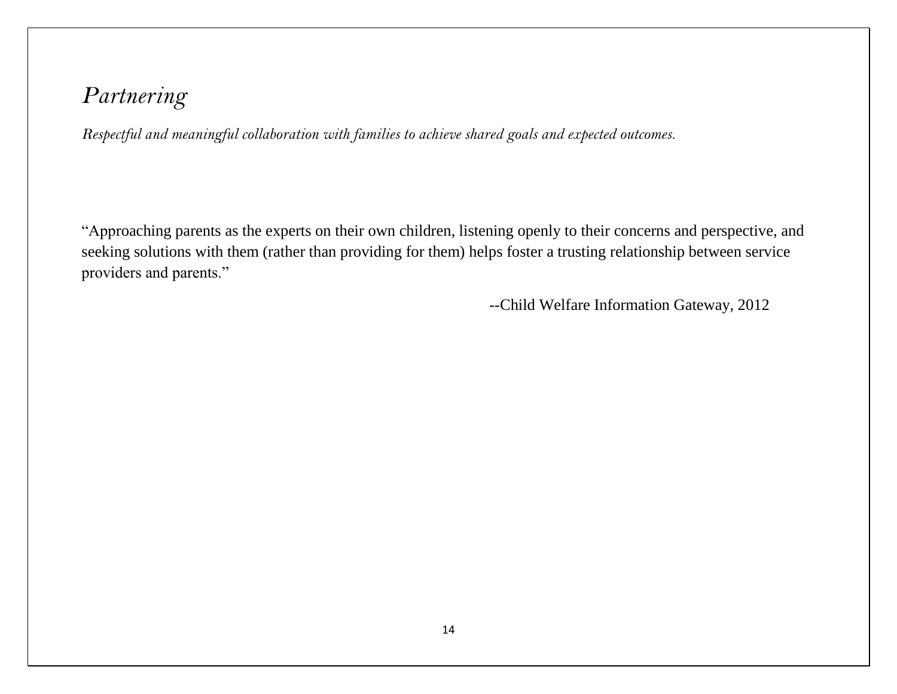# *Partnering*

*Respectful and meaningful collaboration with families to achieve shared goals and expected outcomes.*

"Approaching parents as the experts on their own children, listening openly to their concerns and perspective, and seeking solutions with them (rather than providing for them) helps foster a trusting relationship between service providers and parents."

--Child Welfare Information Gateway, 2012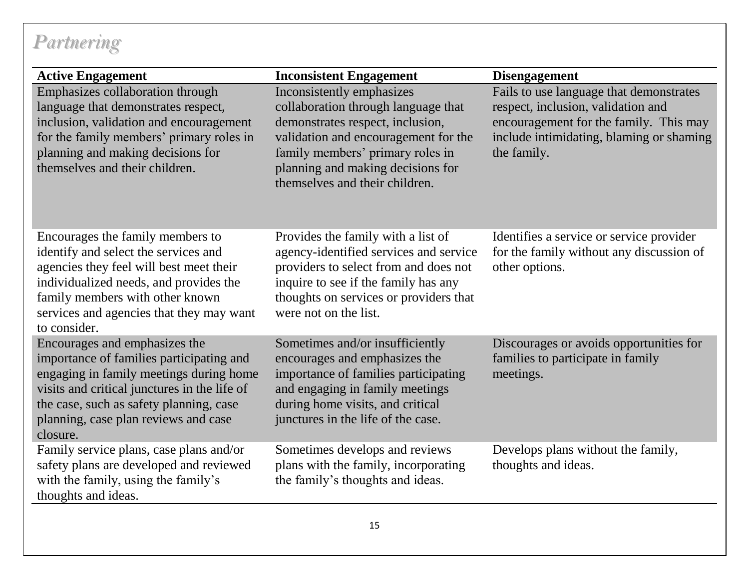# *Partnering*

| Active Engagement | Inconsistent Engagement | Disengagement |
|---|---|---|
| Emphasizes collaboration through language that demonstrates respect, inclusion, validation and encouragement for the family members' primary roles in planning and making decisions for themselves and their children. | Inconsistently emphasizes collaboration through language that demonstrates respect, inclusion, validation and encouragement for the family members' primary roles in planning and making decisions for themselves and their children. | Fails to use language that demonstrates respect, inclusion, validation and encouragement for the family. This may include intimidating, blaming or shaming the family. |
| Encourages the family members to identify and select the services and agencies they feel will best meet their individualized needs, and provides the family members with other known services and agencies that they may want to consider. | Provides the family with a list of agency-identified services and service providers to select from and does not inquire to see if the family has any thoughts on services or providers that were not on the list. | Identifies a service or service provider for the family without any discussion of other options. |
| Encourages and emphasizes the importance of families participating and engaging in family meetings during home visits and critical junctures in the life of the case, such as safety planning, case planning, case plan reviews and case closure. | Sometimes and/or insufficiently encourages and emphasizes the importance of families participating and engaging in family meetings during home visits, and critical junctures in the life of the case. | Discourages or avoids opportunities for families to participate in family meetings. |
| Family service plans, case plans and/or safety plans are developed and reviewed with the family, using the family's thoughts and ideas. | Sometimes develops and reviews plans with the family, incorporating the family's thoughts and ideas. | Develops plans without the family, thoughts and ideas. |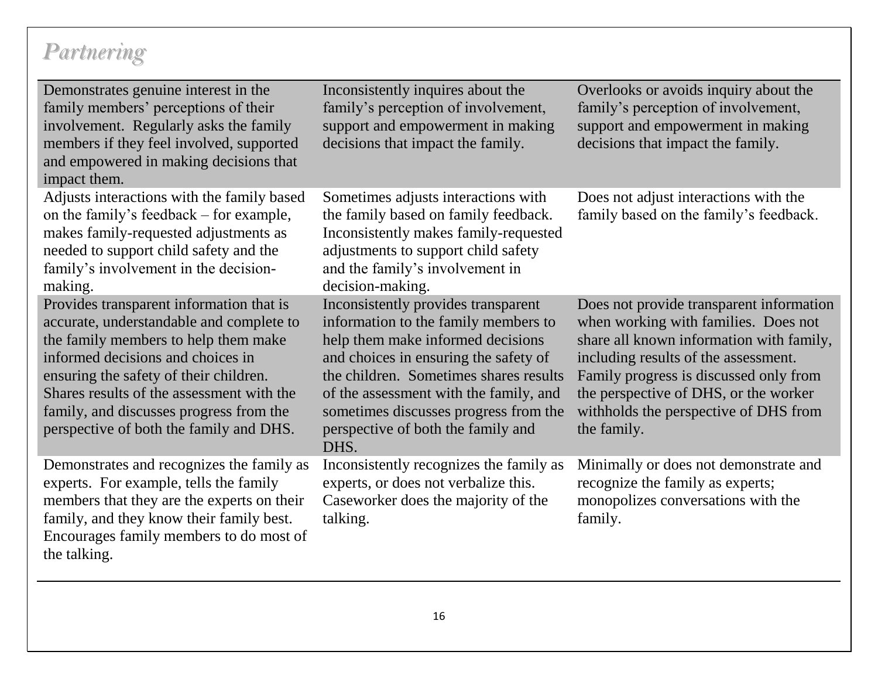## Partnering

| | | |
|---|---|---|
| Demonstrates genuine interest in the family members' perceptions of their involvement. Regularly asks the family members if they feel involved, supported and empowered in making decisions that impact them. | Inconsistently inquires about the family's perception of involvement, support and empowerment in making decisions that impact the family. | Overlooks or avoids inquiry about the family's perception of involvement, support and empowerment in making decisions that impact the family. |
| Adjusts interactions with the family based on the family's feedback – for example, makes family-requested adjustments as needed to support child safety and the family's involvement in the decision-making. | Sometimes adjusts interactions with the family based on family feedback. Inconsistently makes family-requested adjustments to support child safety and the family's involvement in decision-making. | Does not adjust interactions with the family based on the family's feedback. |
| Provides transparent information that is accurate, understandable and complete to the family members to help them make informed decisions and choices in ensuring the safety of their children. Shares results of the assessment with the family, and discusses progress from the perspective of both the family and DHS. | Inconsistently provides transparent information to the family members to help them make informed decisions and choices in ensuring the safety of the children. Sometimes shares results of the assessment with the family, and sometimes discusses progress from the perspective of both the family and DHS. | Does not provide transparent information when working with families. Does not share all known information with family, including results of the assessment. Family progress is discussed only from the perspective of DHS, or the worker withholds the perspective of DHS from the family. |
| Demonstrates and recognizes the family as experts. For example, tells the family members that they are the experts on their family, and they know their family best. Encourages family members to do most of the talking. | Inconsistently recognizes the family as experts, or does not verbalize this. Caseworker does the majority of the talking. | Minimally or does not demonstrate and recognize the family as experts; monopolizes conversations with the family. |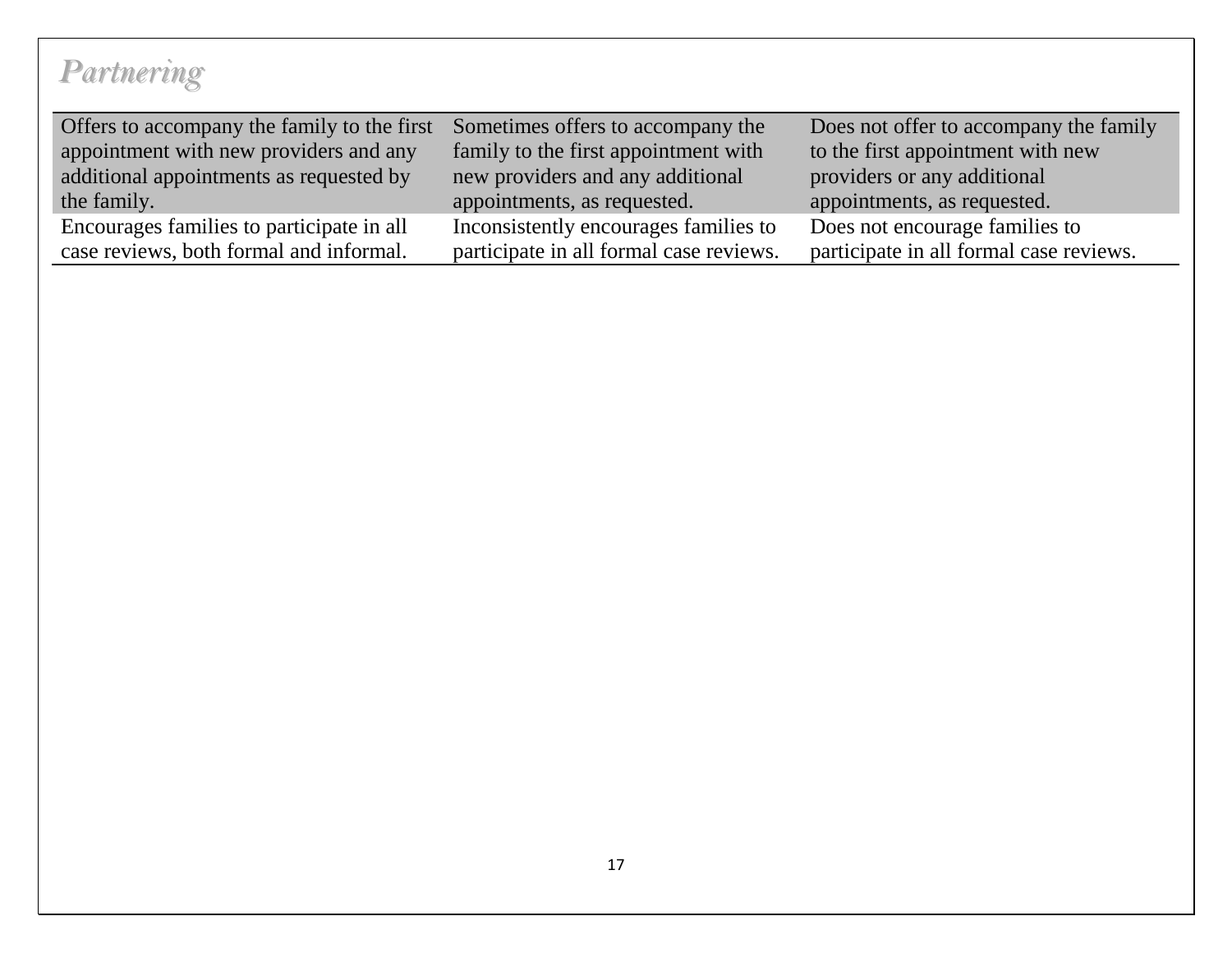## *Partnering*

| | | |
|---|---|---|
| Offers to accompany the family to the first appointment with new providers and any additional appointments as requested by the family. | Sometimes offers to accompany the family to the first appointment with new providers and any additional appointments, as requested. | Does not offer to accompany the family to the first appointment with new providers or any additional appointments, as requested. |
| Encourages families to participate in all case reviews, both formal and informal. | Inconsistently encourages families to participate in all formal case reviews. | Does not encourage families to participate in all formal case reviews. |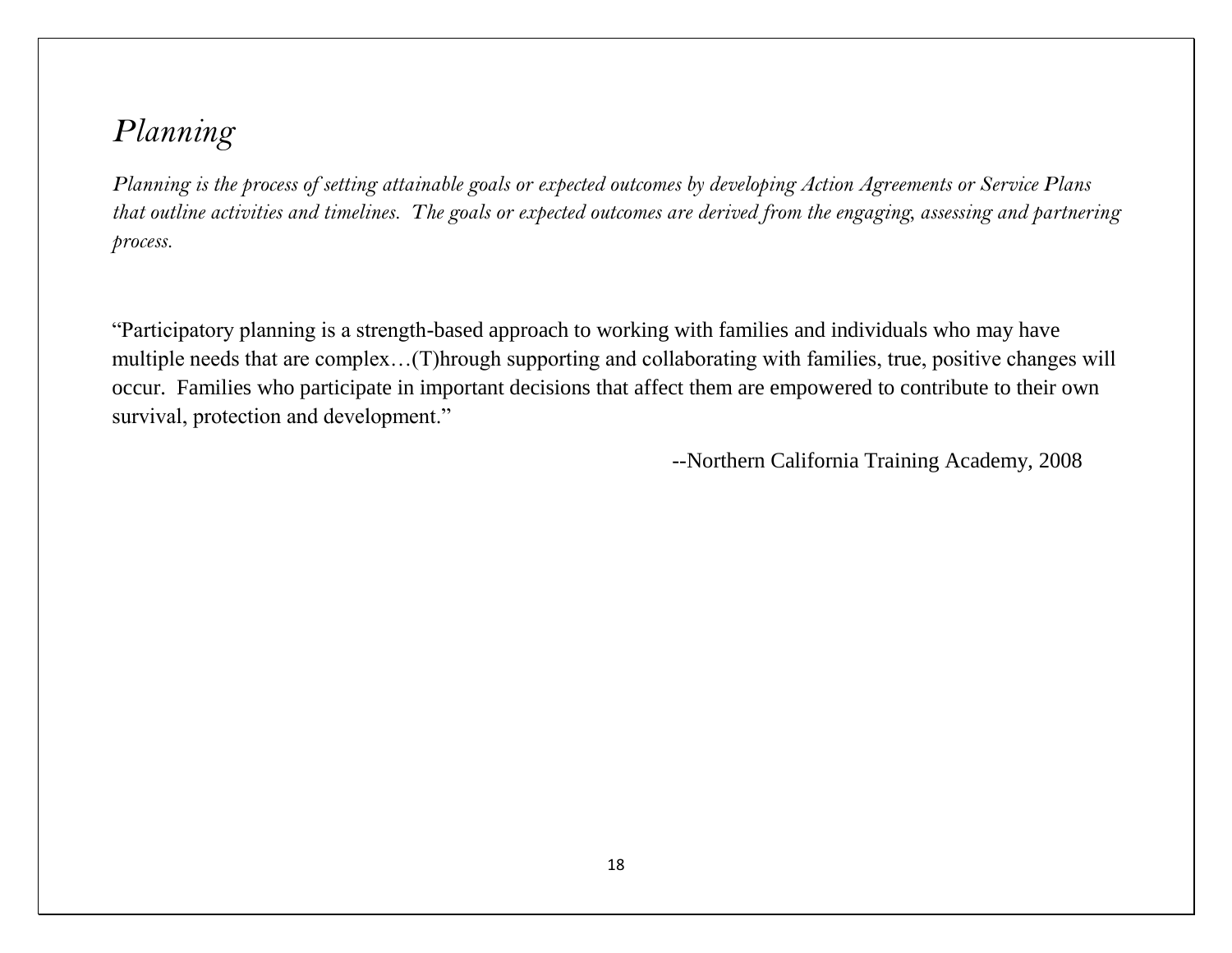# *Planning*

*Planning is the process of setting attainable goals or expected outcomes by developing Action Agreements or Service Plans that outline activities and timelines. The goals or expected outcomes are derived from the engaging, assessing and partnering process.*

"Participatory planning is a strength-based approach to working with families and individuals who may have multiple needs that are complex…(T)hrough supporting and collaborating with families, true, positive changes will occur. Families who participate in important decisions that affect them are empowered to contribute to their own survival, protection and development."

--Northern California Training Academy, 2008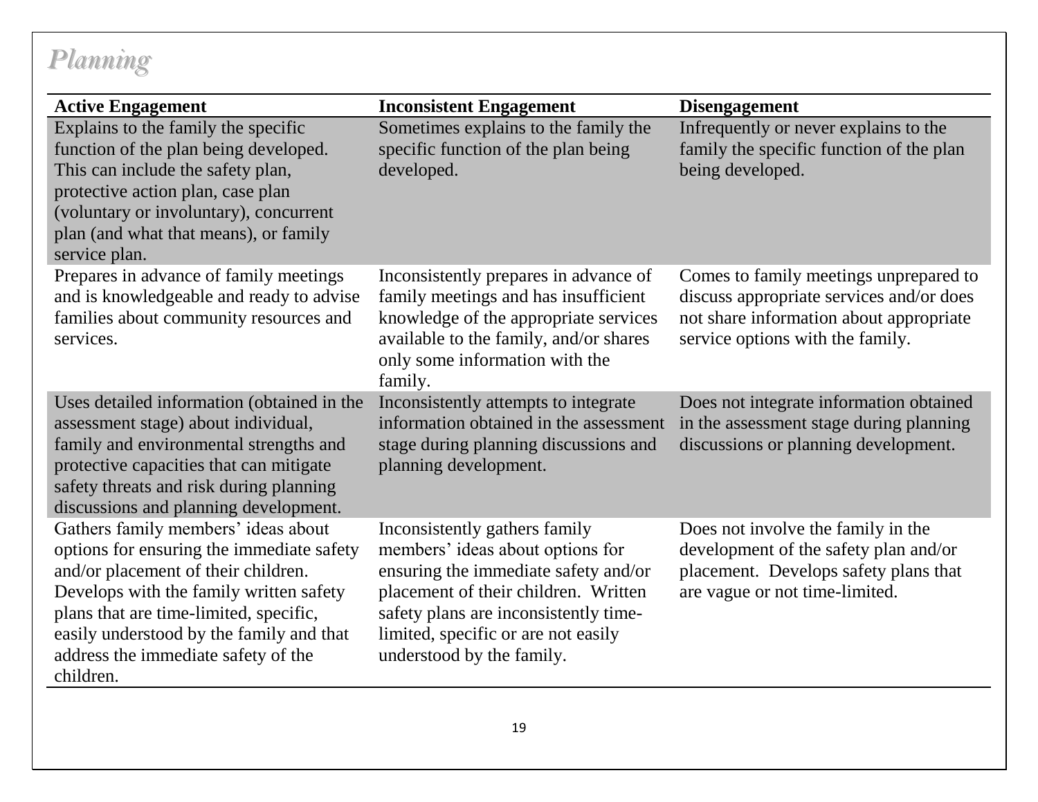## *Planning*

| Active Engagement | Inconsistent Engagement | Disengagement |
|---|---|---|
| Explains to the family the specific function of the plan being developed. This can include the safety plan, protective action plan, case plan (voluntary or involuntary), concurrent plan (and what that means), or family service plan. | Sometimes explains to the family the specific function of the plan being developed. | Infrequently or never explains to the family the specific function of the plan being developed. |
| Prepares in advance of family meetings and is knowledgeable and ready to advise families about community resources and services. | Inconsistently prepares in advance of family meetings and has insufficient knowledge of the appropriate services available to the family, and/or shares only some information with the family. | Comes to family meetings unprepared to discuss appropriate services and/or does not share information about appropriate service options with the family. |
| Uses detailed information (obtained in the assessment stage) about individual, family and environmental strengths and protective capacities that can mitigate safety threats and risk during planning discussions and planning development. | Inconsistently attempts to integrate information obtained in the assessment stage during planning discussions and planning development. | Does not integrate information obtained in the assessment stage during planning discussions or planning development. |
| Gathers family members' ideas about options for ensuring the immediate safety and/or placement of their children. Develops with the family written safety plans that are time-limited, specific, easily understood by the family and that address the immediate safety of the children. | Inconsistently gathers family members' ideas about options for ensuring the immediate safety and/or placement of their children. Written safety plans are inconsistently time-limited, specific or are not easily understood by the family. | Does not involve the family in the development of the safety plan and/or placement. Develops safety plans that are vague or not time-limited. |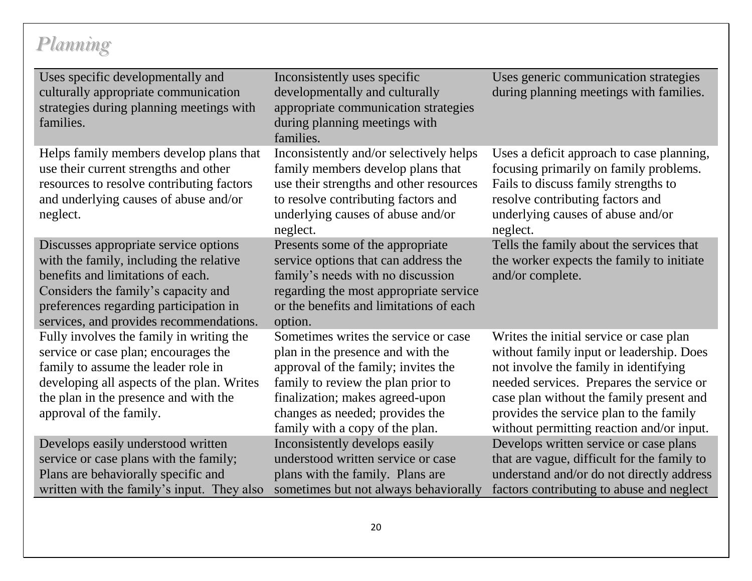## *Planning*

| | | |
|---|---|---|
| Uses specific developmentally and culturally appropriate communication strategies during planning meetings with families. | Inconsistently uses specific developmentally and culturally appropriate communication strategies during planning meetings with families. | Uses generic communication strategies during planning meetings with families. |
| Helps family members develop plans that use their current strengths and other resources to resolve contributing factors and underlying causes of abuse and/or neglect. | Inconsistently and/or selectively helps family members develop plans that use their strengths and other resources to resolve contributing factors and underlying causes of abuse and/or neglect. | Uses a deficit approach to case planning, focusing primarily on family problems. Fails to discuss family strengths to resolve contributing factors and underlying causes of abuse and/or neglect. |
| Discusses appropriate service options with the family, including the relative benefits and limitations of each. Considers the family's capacity and preferences regarding participation in services, and provides recommendations. | Presents some of the appropriate service options that can address the family's needs with no discussion regarding the most appropriate service or the benefits and limitations of each option. | Tells the family about the services that the worker expects the family to initiate and/or complete. |
| Fully involves the family in writing the service or case plan; encourages the family to assume the leader role in developing all aspects of the plan. Writes the plan in the presence and with the approval of the family. | Sometimes writes the service or case plan in the presence and with the approval of the family; invites the family to review the plan prior to finalization; makes agreed-upon changes as needed; provides the family with a copy of the plan. | Writes the initial service or case plan without family input or leadership. Does not involve the family in identifying needed services. Prepares the service or case plan without the family present and provides the service plan to the family without permitting reaction and/or input. |
| Develops easily understood written service or case plans with the family; Plans are behaviorally specific and written with the family's input. They also | Inconsistently develops easily understood written service or case plans with the family. Plans are sometimes but not always behaviorally | Develops written service or case plans that are vague, difficult for the family to understand and/or do not directly address factors contributing to abuse and neglect |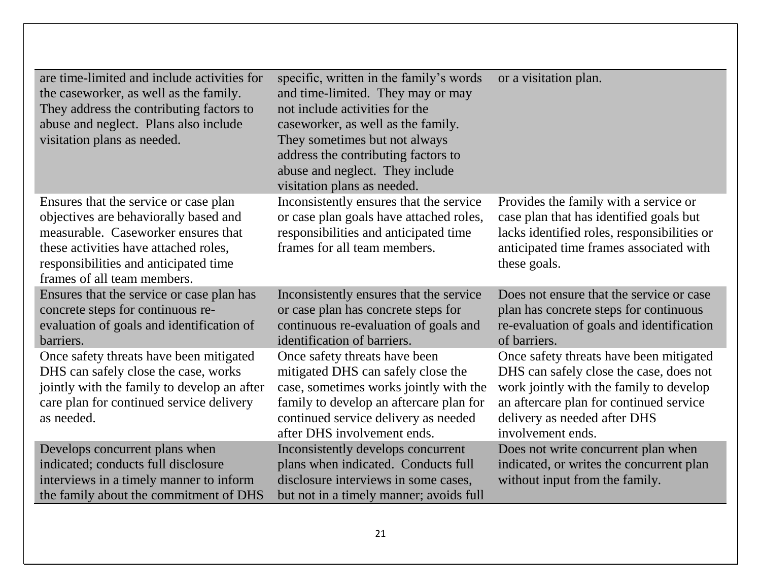| | | |
|---|---|---|
| are time-limited and include activities for the caseworker, as well as the family. They address the contributing factors to abuse and neglect. Plans also include visitation plans as needed. | specific, written in the family's words and time-limited. They may or may not include activities for the caseworker, as well as the family. They sometimes but not always address the contributing factors to abuse and neglect. They include visitation plans as needed. | or a visitation plan. |
| Ensures that the service or case plan objectives are behaviorally based and measurable. Caseworker ensures that these activities have attached roles, responsibilities and anticipated time frames of all team members. | Inconsistently ensures that the service or case plan goals have attached roles, responsibilities and anticipated time frames for all team members. | Provides the family with a service or case plan that has identified goals but lacks identified roles, responsibilities or anticipated time frames associated with these goals. |
| Ensures that the service or case plan has concrete steps for continuous re-evaluation of goals and identification of barriers. | Inconsistently ensures that the service or case plan has concrete steps for continuous re-evaluation of goals and identification of barriers. | Does not ensure that the service or case plan has concrete steps for continuous re-evaluation of goals and identification of barriers. |
| Once safety threats have been mitigated DHS can safely close the case, works jointly with the family to develop an after care plan for continued service delivery as needed. | Once safety threats have been mitigated DHS can safely close the case, sometimes works jointly with the family to develop an aftercare plan for continued service delivery as needed after DHS involvement ends. | Once safety threats have been mitigated DHS can safely close the case, does not work jointly with the family to develop an aftercare plan for continued service delivery as needed after DHS involvement ends. |
| Develops concurrent plans when indicated; conducts full disclosure interviews in a timely manner to inform the family about the commitment of DHS | Inconsistently develops concurrent plans when indicated. Conducts full disclosure interviews in some cases, but not in a timely manner; avoids full | Does not write concurrent plan when indicated, or writes the concurrent plan without input from the family. |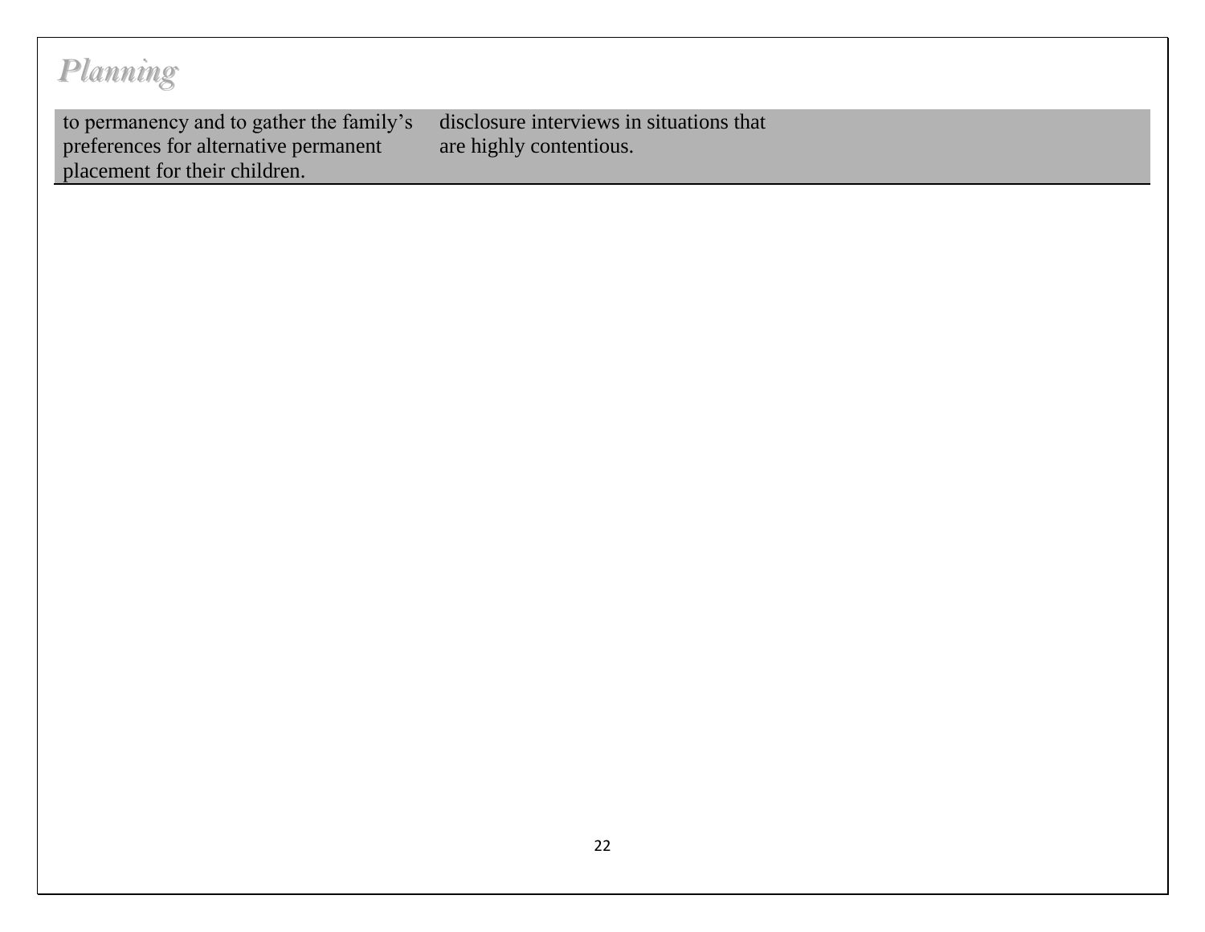# Planning

| | |
|---|---|
| to permanency and to gather the family's preferences for alternative permanent placement for their children. | disclosure interviews in situations that are highly contentious. |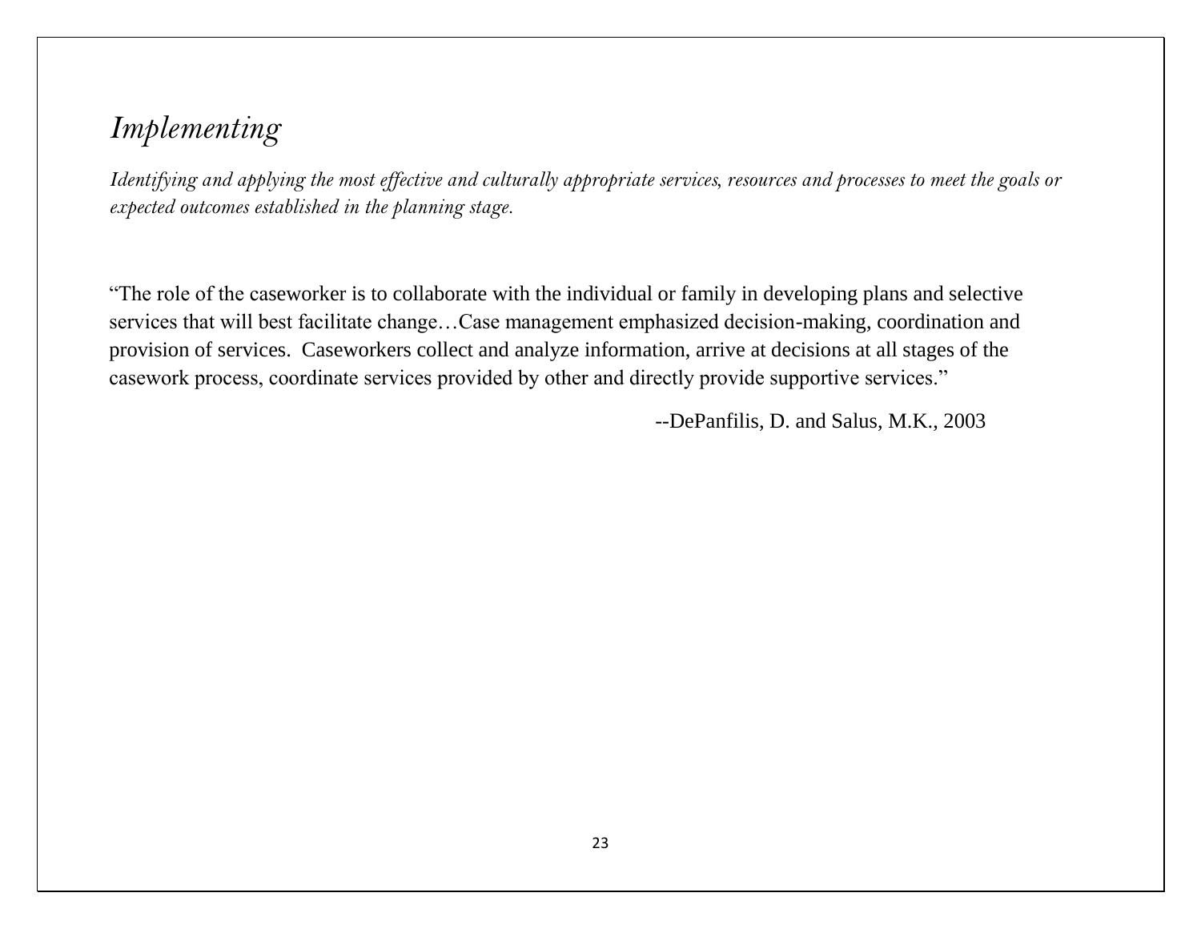## *Implementing*

*Identifying and applying the most effective and culturally appropriate services, resources and processes to meet the goals or expected outcomes established in the planning stage.*

"The role of the caseworker is to collaborate with the individual or family in developing plans and selective services that will best facilitate change…Case management emphasized decision-making, coordination and provision of services. Caseworkers collect and analyze information, arrive at decisions at all stages of the casework process, coordinate services provided by other and directly provide supportive services."

--DePanfilis, D. and Salus, M.K., 2003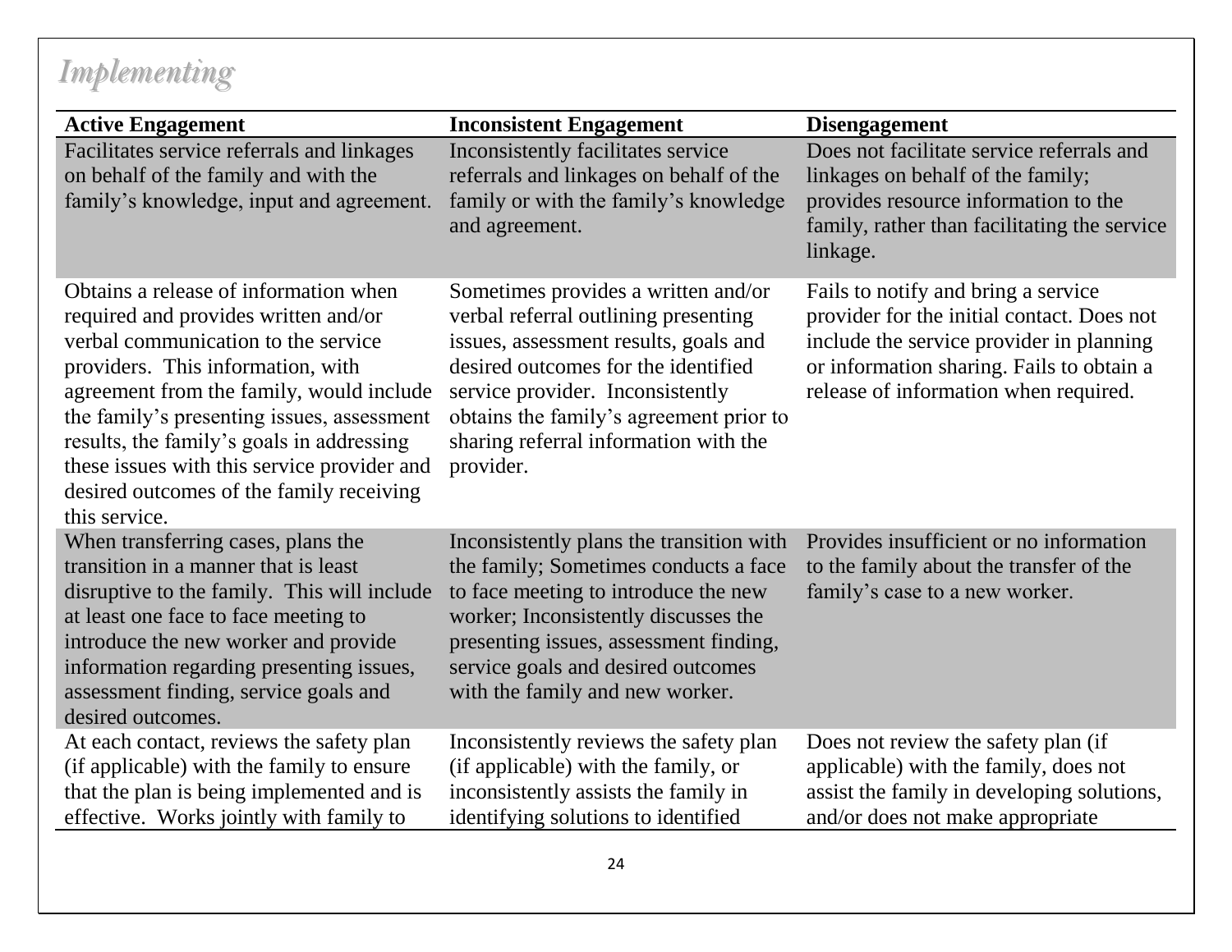## *Implementing*

| Active Engagement | Inconsistent Engagement | Disengagement |
|---|---|---|
| Facilitates service referrals and linkages on behalf of the family and with the family's knowledge, input and agreement. | Inconsistently facilitates service referrals and linkages on behalf of the family or with the family's knowledge and agreement. | Does not facilitate service referrals and linkages on behalf of the family; provides resource information to the family, rather than facilitating the service linkage. |
| Obtains a release of information when required and provides written and/or verbal communication to the service providers. This information, with agreement from the family, would include the family's presenting issues, assessment results, the family's goals in addressing these issues with this service provider and desired outcomes of the family receiving this service. | Sometimes provides a written and/or verbal referral outlining presenting issues, assessment results, goals and desired outcomes for the identified service provider. Inconsistently obtains the family's agreement prior to sharing referral information with the provider. | Fails to notify and bring a service provider for the initial contact. Does not include the service provider in planning or information sharing. Fails to obtain a release of information when required. |
| When transferring cases, plans the transition in a manner that is least disruptive to the family. This will include at least one face to face meeting to introduce the new worker and provide information regarding presenting issues, assessment finding, service goals and desired outcomes. | Inconsistently plans the transition with the family; Sometimes conducts a face to face meeting to introduce the new worker; Inconsistently discusses the presenting issues, assessment finding, service goals and desired outcomes with the family and new worker. | Provides insufficient or no information to the family about the transfer of the family's case to a new worker. |
| At each contact, reviews the safety plan (if applicable) with the family to ensure that the plan is being implemented and is effective. Works jointly with family to | Inconsistently reviews the safety plan (if applicable) with the family, or inconsistently assists the family in identifying solutions to identified | Does not review the safety plan (if applicable) with the family, does not assist the family in developing solutions, and/or does not make appropriate |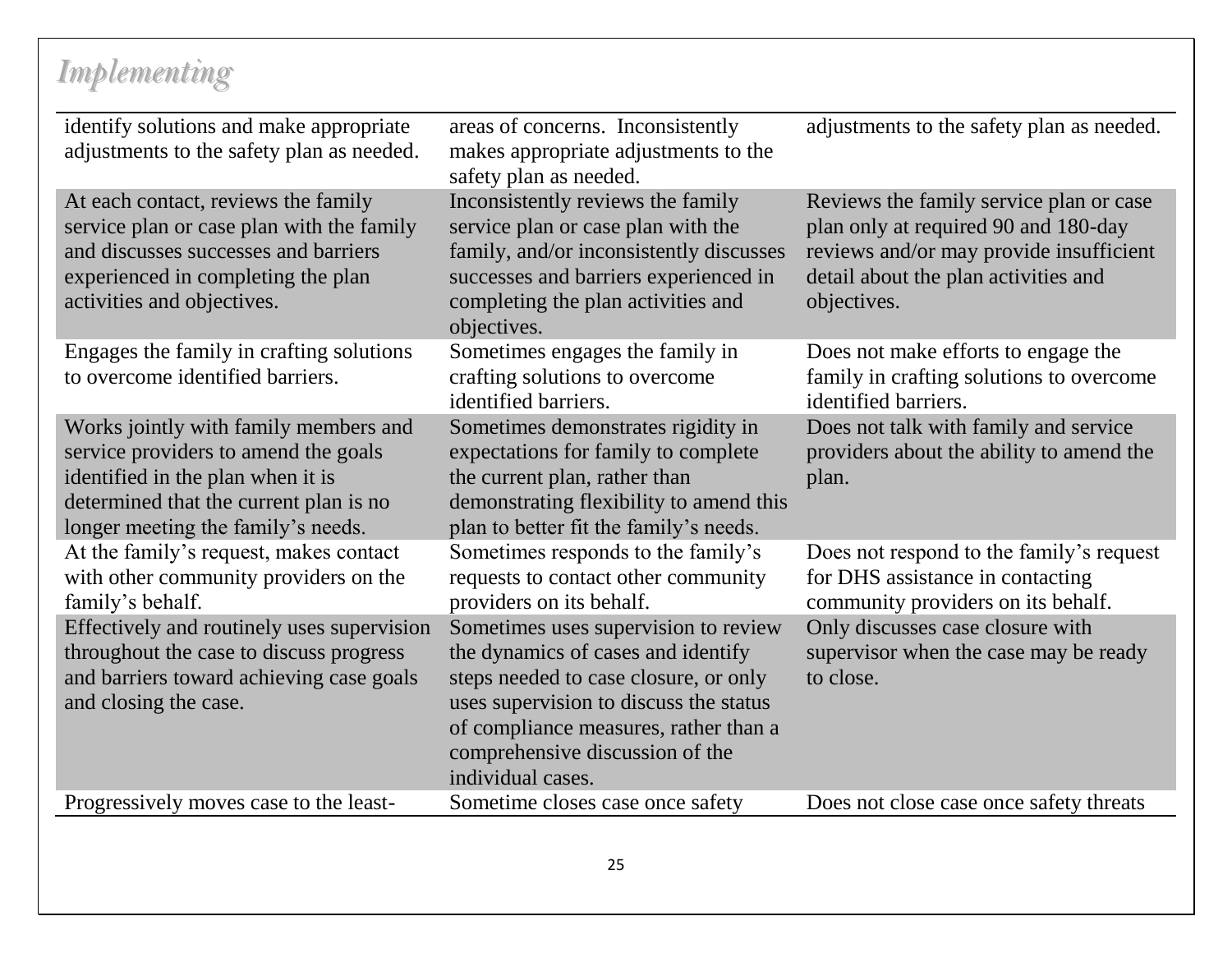## *Implementing*

| | | |
|---|---|---|
| identify solutions and make appropriate adjustments to the safety plan as needed. | areas of concerns. Inconsistently makes appropriate adjustments to the safety plan as needed. | adjustments to the safety plan as needed. |
| At each contact, reviews the family service plan or case plan with the family and discusses successes and barriers experienced in completing the plan activities and objectives. | Inconsistently reviews the family service plan or case plan with the family, and/or inconsistently discusses successes and barriers experienced in completing the plan activities and objectives. | Reviews the family service plan or case plan only at required 90 and 180-day reviews and/or may provide insufficient detail about the plan activities and objectives. |
| Engages the family in crafting solutions to overcome identified barriers. | Sometimes engages the family in crafting solutions to overcome identified barriers. | Does not make efforts to engage the family in crafting solutions to overcome identified barriers. |
| Works jointly with family members and service providers to amend the goals identified in the plan when it is determined that the current plan is no longer meeting the family's needs. | Sometimes demonstrates rigidity in expectations for family to complete the current plan, rather than demonstrating flexibility to amend this plan to better fit the family's needs. | Does not talk with family and service providers about the ability to amend the plan. |
| At the family's request, makes contact with other community providers on the family's behalf. | Sometimes responds to the family's requests to contact other community providers on its behalf. | Does not respond to the family's request for DHS assistance in contacting community providers on its behalf. |
| Effectively and routinely uses supervision throughout the case to discuss progress and barriers toward achieving case goals and closing the case. | Sometimes uses supervision to review the dynamics of cases and identify steps needed to case closure, or only uses supervision to discuss the status of compliance measures, rather than a comprehensive discussion of the individual cases. | Only discusses case closure with supervisor when the case may be ready to close. |
| Progressively moves case to the least- | Sometime closes case once safety | Does not close case once safety threats |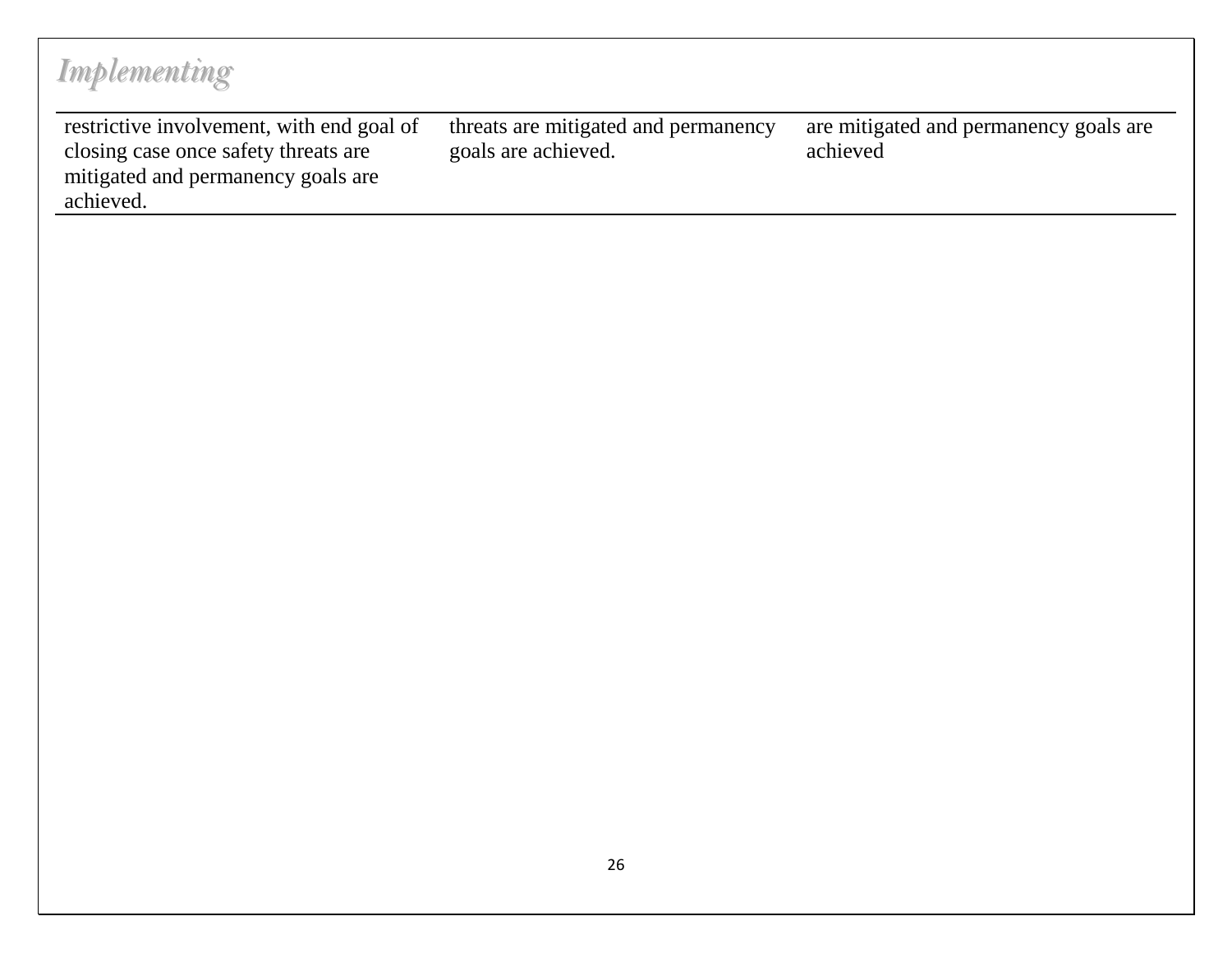*Implementing*

| | | |
|---|---|---|
| restrictive involvement, with end goal of closing case once safety threats are mitigated and permanency goals are achieved. | threats are mitigated and permanency goals are achieved. | are mitigated and permanency goals are achieved |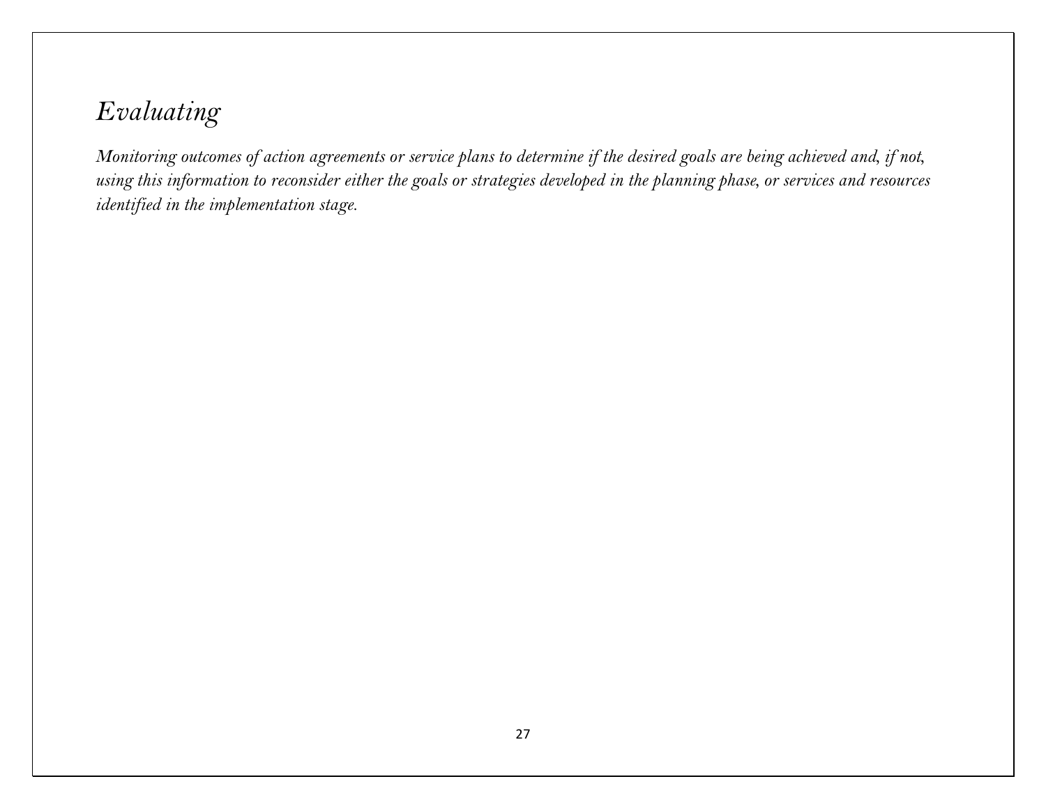## *Evaluating*

*Monitoring outcomes of action agreements or service plans to determine if the desired goals are being achieved and, if not, using this information to reconsider either the goals or strategies developed in the planning phase, or services and resources identified in the implementation stage.*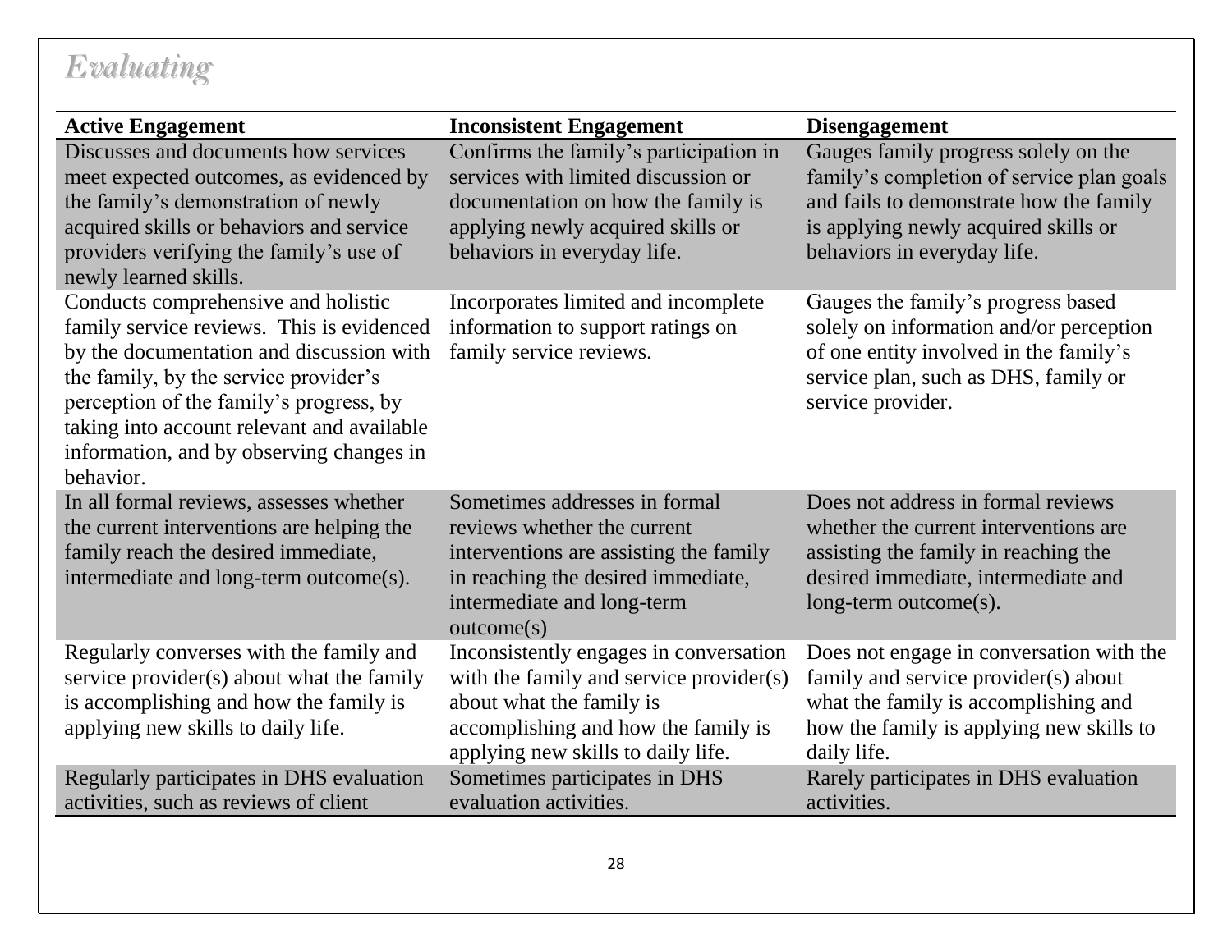## *Evaluating*

| Active Engagement | Inconsistent Engagement | Disengagement |
|---|---|---|
| Discusses and documents how services meet expected outcomes, as evidenced by the family's demonstration of newly acquired skills or behaviors and service providers verifying the family's use of newly learned skills. | Confirms the family's participation in services with limited discussion or documentation on how the family is applying newly acquired skills or behaviors in everyday life. | Gauges family progress solely on the family's completion of service plan goals and fails to demonstrate how the family is applying newly acquired skills or behaviors in everyday life. |
| Conducts comprehensive and holistic family service reviews. This is evidenced by the documentation and discussion with the family, by the service provider's perception of the family's progress, by taking into account relevant and available information, and by observing changes in behavior. | Incorporates limited and incomplete information to support ratings on family service reviews. | Gauges the family's progress based solely on information and/or perception of one entity involved in the family's service plan, such as DHS, family or service provider. |
| In all formal reviews, assesses whether the current interventions are helping the family reach the desired immediate, intermediate and long-term outcome(s). | Sometimes addresses in formal reviews whether the current interventions are assisting the family in reaching the desired immediate, intermediate and long-term outcome(s) | Does not address in formal reviews whether the current interventions are assisting the family in reaching the desired immediate, intermediate and long-term outcome(s). |
| Regularly converses with the family and service provider(s) about what the family is accomplishing and how the family is applying new skills to daily life. | Inconsistently engages in conversation with the family and service provider(s) about what the family is accomplishing and how the family is applying new skills to daily life. | Does not engage in conversation with the family and service provider(s) about what the family is accomplishing and how the family is applying new skills to daily life. |
| Regularly participates in DHS evaluation activities, such as reviews of client | Sometimes participates in DHS evaluation activities. | Rarely participates in DHS evaluation activities. |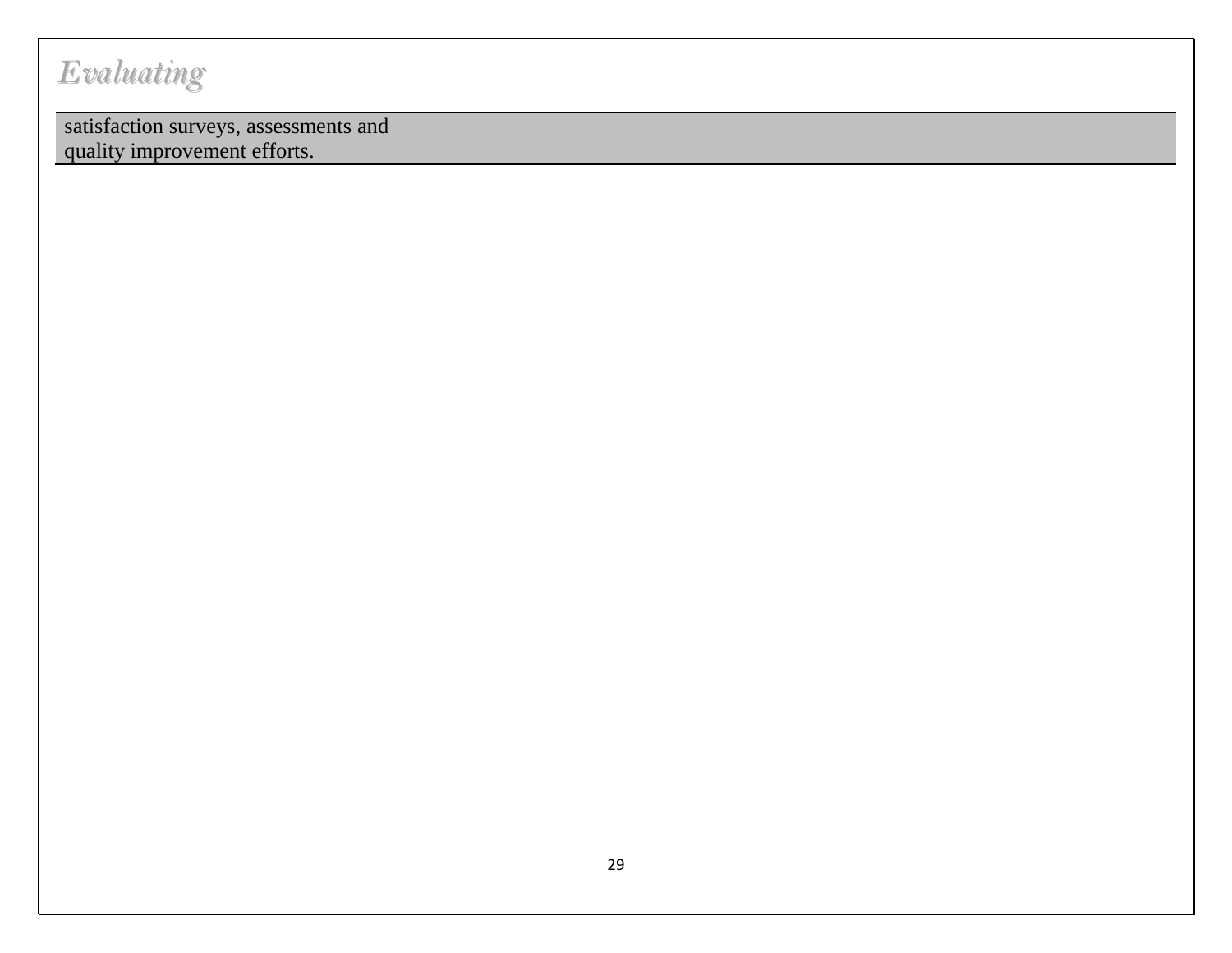# *Evaluating*

| satisfaction surveys, assessments and quality improvement efforts. |
|---|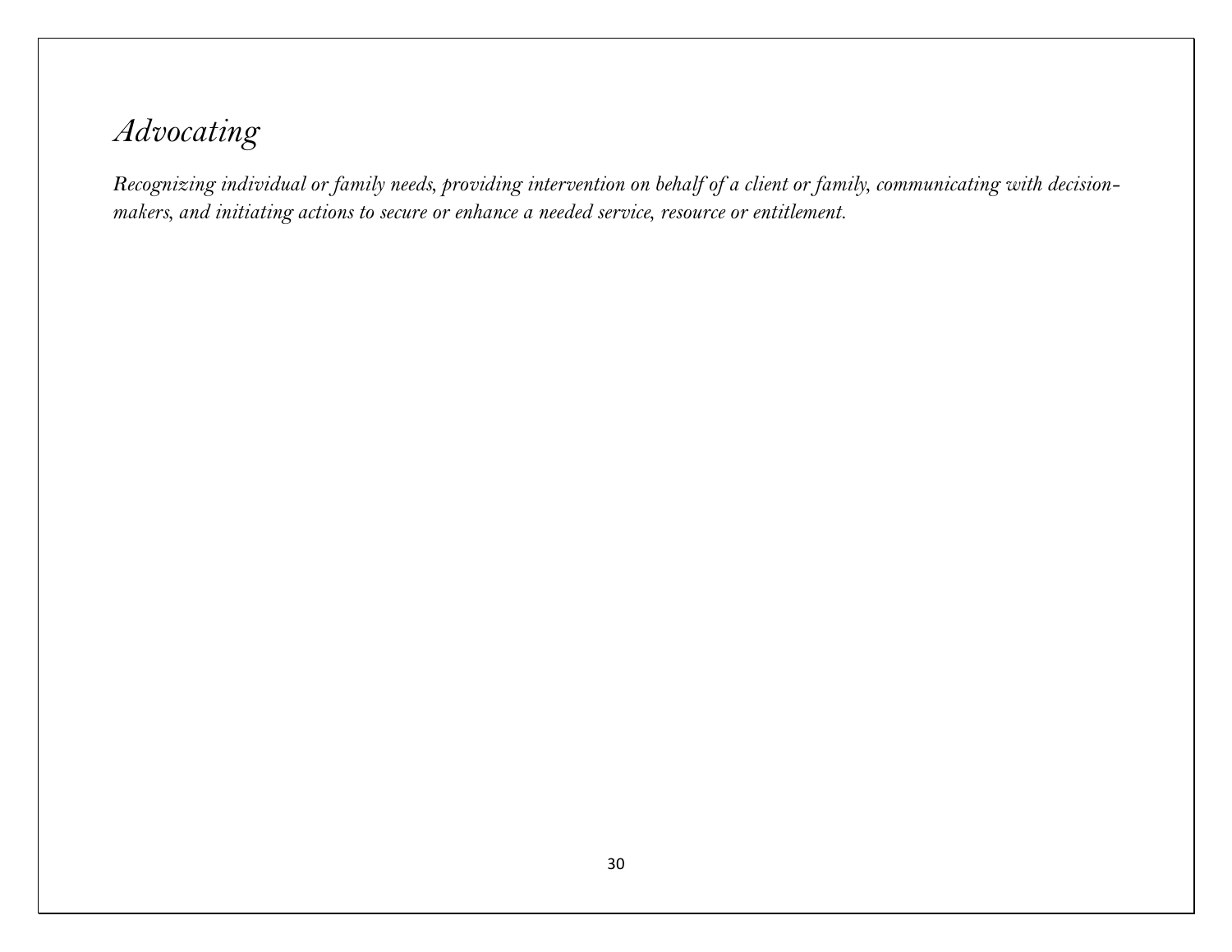## *Advocating*

*Recognizing individual or family needs, providing intervention on behalf of a client or family, communicating with decision-makers, and initiating actions to secure or enhance a needed service, resource or entitlement.*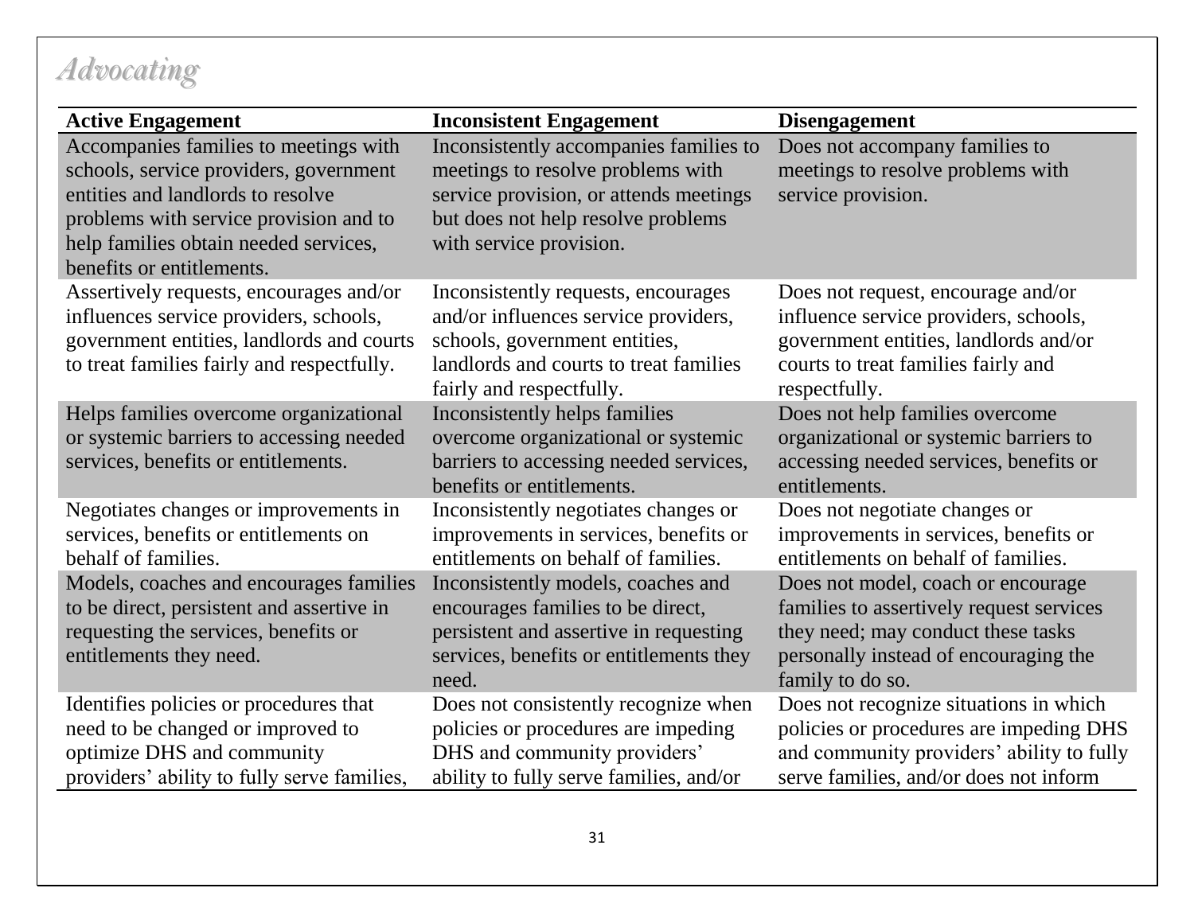## *Advocating*

| Active Engagement | Inconsistent Engagement | Disengagement |
|---|---|---|
| Accompanies families to meetings with schools, service providers, government entities and landlords to resolve problems with service provision and to help families obtain needed services, benefits or entitlements. | Inconsistently accompanies families to meetings to resolve problems with service provision, or attends meetings but does not help resolve problems with service provision. | Does not accompany families to meetings to resolve problems with service provision. |
| Assertively requests, encourages and/or influences service providers, schools, government entities, landlords and courts to treat families fairly and respectfully. | Inconsistently requests, encourages and/or influences service providers, schools, government entities, landlords and courts to treat families fairly and respectfully. | Does not request, encourage and/or influence service providers, schools, government entities, landlords and/or courts to treat families fairly and respectfully. |
| Helps families overcome organizational or systemic barriers to accessing needed services, benefits or entitlements. | Inconsistently helps families overcome organizational or systemic barriers to accessing needed services, benefits or entitlements. | Does not help families overcome organizational or systemic barriers to accessing needed services, benefits or entitlements. |
| Negotiates changes or improvements in services, benefits or entitlements on behalf of families. | Inconsistently negotiates changes or improvements in services, benefits or entitlements on behalf of families. | Does not negotiate changes or improvements in services, benefits or entitlements on behalf of families. |
| Models, coaches and encourages families to be direct, persistent and assertive in requesting the services, benefits or entitlements they need. | Inconsistently models, coaches and encourages families to be direct, persistent and assertive in requesting services, benefits or entitlements they need. | Does not model, coach or encourage families to assertively request services they need; may conduct these tasks personally instead of encouraging the family to do so. |
| Identifies policies or procedures that need to be changed or improved to optimize DHS and community providers' ability to fully serve families, | Does not consistently recognize when policies or procedures are impeding DHS and community providers' ability to fully serve families, and/or | Does not recognize situations in which policies or procedures are impeding DHS and community providers' ability to fully serve families, and/or does not inform |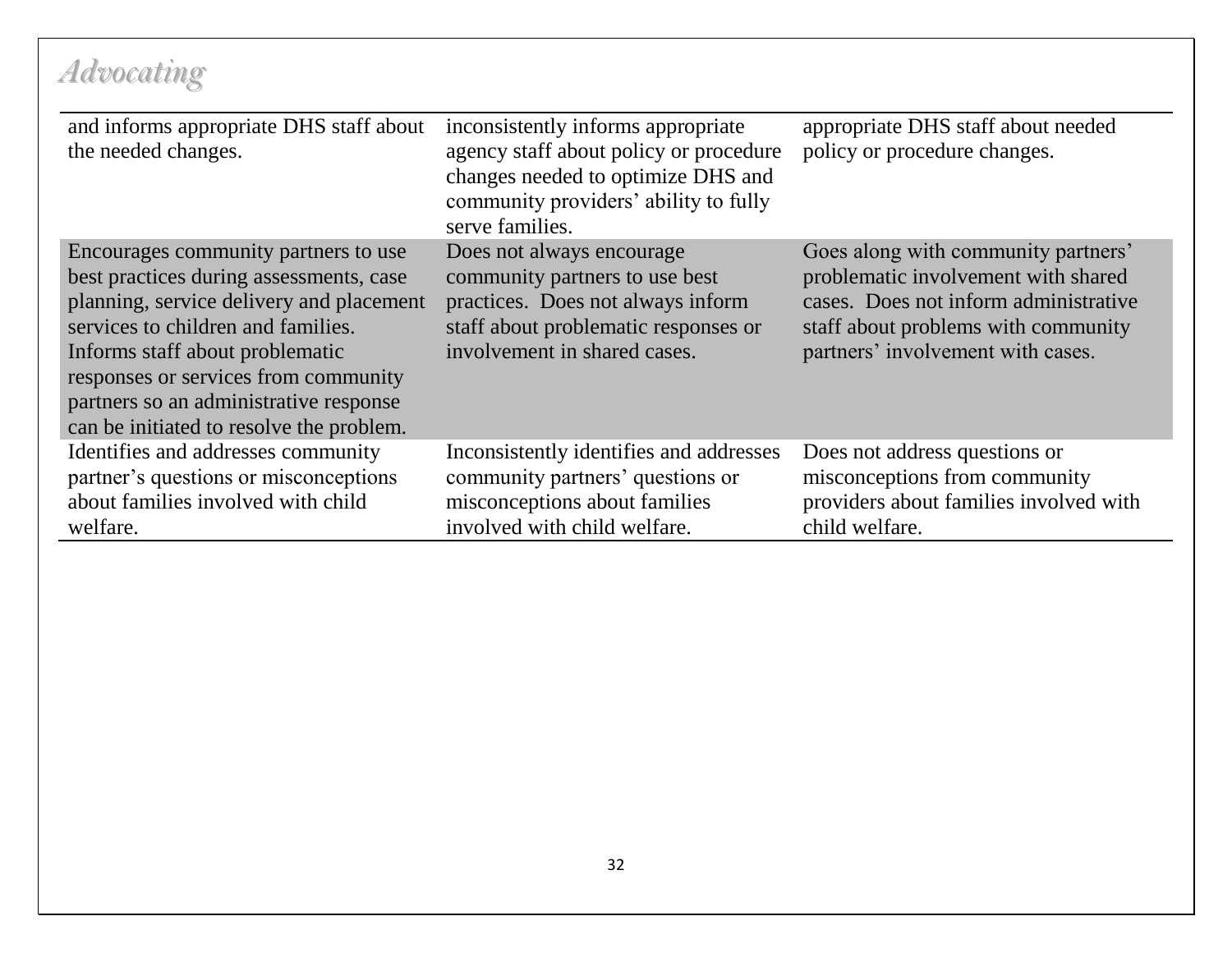## *Advocating*

| | | |
|---|---|---|
| and informs appropriate DHS staff about the needed changes. | inconsistently informs appropriate agency staff about policy or procedure changes needed to optimize DHS and community providers' ability to fully serve families. | appropriate DHS staff about needed policy or procedure changes. |
| Encourages community partners to use best practices during assessments, case planning, service delivery and placement services to children and families. Informs staff about problematic responses or services from community partners so an administrative response can be initiated to resolve the problem. | Does not always encourage community partners to use best practices. Does not always inform staff about problematic responses or involvement in shared cases. | Goes along with community partners' problematic involvement with shared cases. Does not inform administrative staff about problems with community partners' involvement with cases. |
| Identifies and addresses community partner's questions or misconceptions about families involved with child welfare. | Inconsistently identifies and addresses community partners' questions or misconceptions about families involved with child welfare. | Does not address questions or misconceptions from community providers about families involved with child welfare. |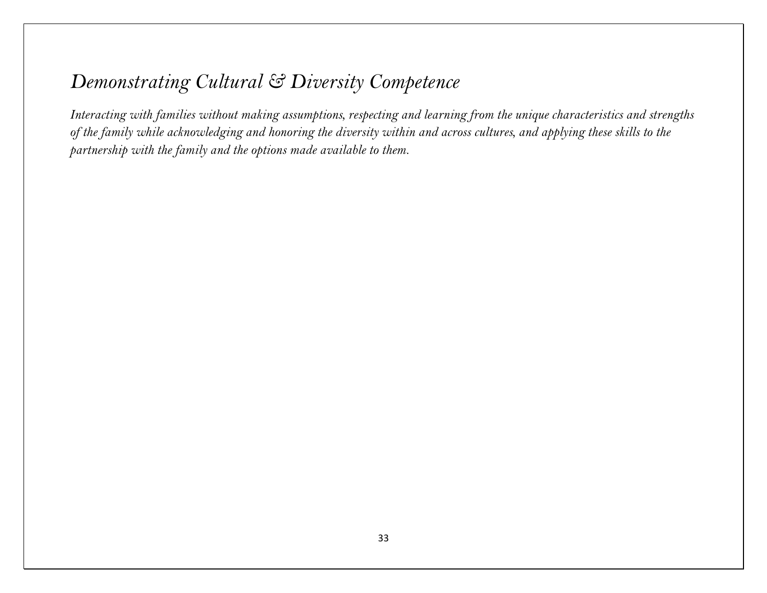## *Demonstrating Cultural & Diversity Competence*

*Interacting with families without making assumptions, respecting and learning from the unique characteristics and strengths of the family while acknowledging and honoring the diversity within and across cultures, and applying these skills to the partnership with the family and the options made available to them.*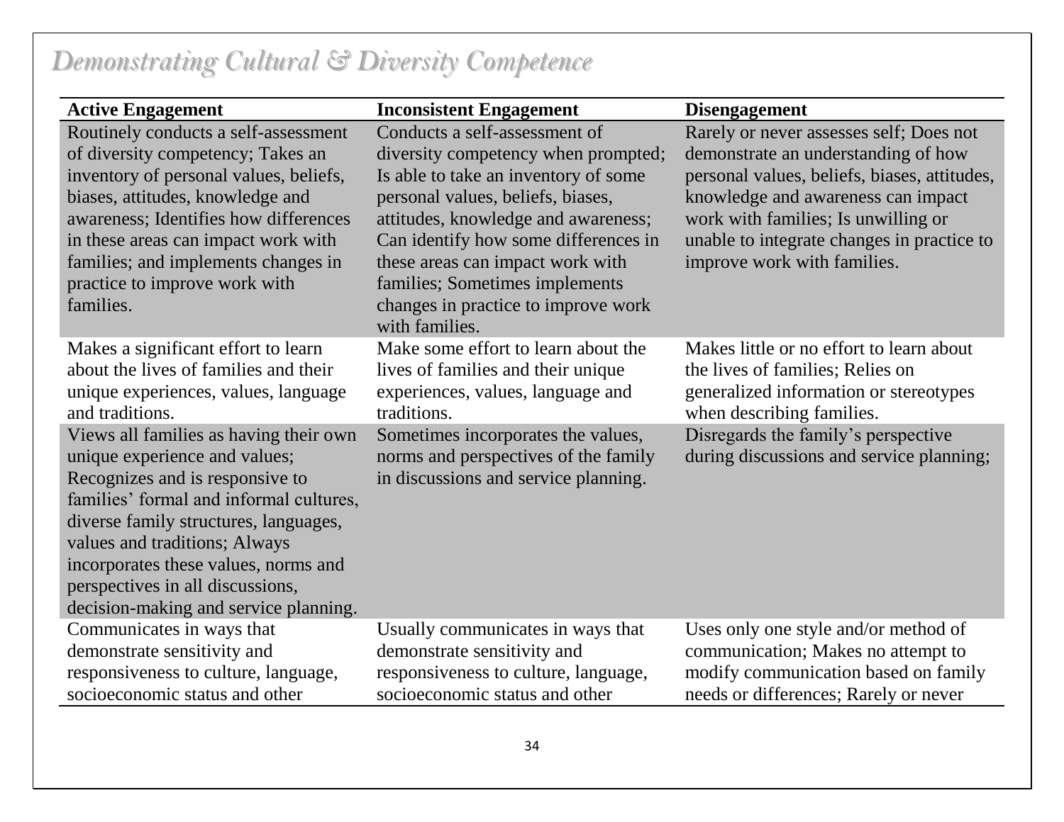## *Demonstrating Cultural & Diversity Competence*

| Active Engagement | Inconsistent Engagement | Disengagement |
|---|---|---|
| Routinely conducts a self-assessment of diversity competency; Takes an inventory of personal values, beliefs, biases, attitudes, knowledge and awareness; Identifies how differences in these areas can impact work with families; and implements changes in practice to improve work with families. | Conducts a self-assessment of diversity competency when prompted; Is able to take an inventory of some personal values, beliefs, biases, attitudes, knowledge and awareness; Can identify how some differences in these areas can impact work with families; Sometimes implements changes in practice to improve work with families. | Rarely or never assesses self; Does not demonstrate an understanding of how personal values, beliefs, biases, attitudes, knowledge and awareness can impact work with families; Is unwilling or unable to integrate changes in practice to improve work with families. |
| Makes a significant effort to learn about the lives of families and their unique experiences, values, language and traditions. | Make some effort to learn about the lives of families and their unique experiences, values, language and traditions. | Makes little or no effort to learn about the lives of families; Relies on generalized information or stereotypes when describing families. |
| Views all families as having their own unique experience and values; Recognizes and is responsive to families' formal and informal cultures, diverse family structures, languages, values and traditions; Always incorporates these values, norms and perspectives in all discussions, decision-making and service planning. | Sometimes incorporates the values, norms and perspectives of the family in discussions and service planning. | Disregards the family's perspective during discussions and service planning; |
| Communicates in ways that demonstrate sensitivity and responsiveness to culture, language, socioeconomic status and other | Usually communicates in ways that demonstrate sensitivity and responsiveness to culture, language, socioeconomic status and other | Uses only one style and/or method of communication; Makes no attempt to modify communication based on family needs or differences; Rarely or never |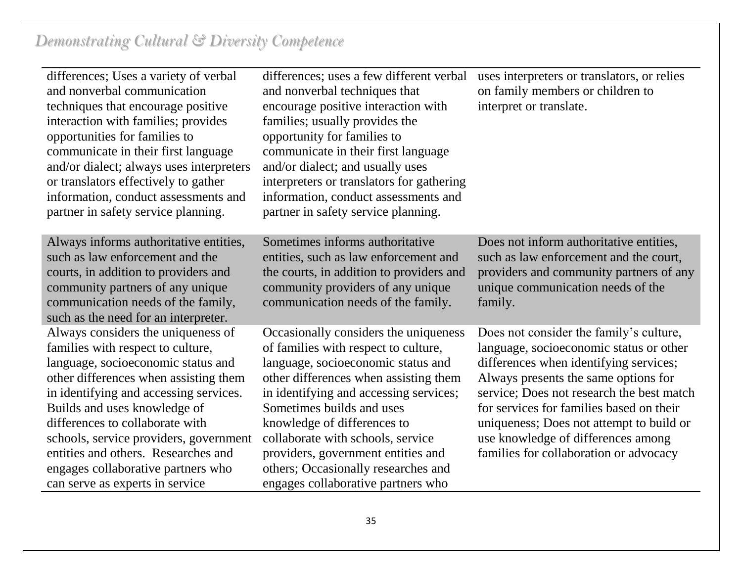*Demonstrating Cultural & Diversity Competence*

| | | |
|---|---|---|
| differences; Uses a variety of verbal and nonverbal communication techniques that encourage positive interaction with families; provides opportunities for families to communicate in their first language and/or dialect; always uses interpreters or translators effectively to gather information, conduct assessments and partner in safety service planning. | differences; uses a few different verbal and nonverbal techniques that encourage positive interaction with families; usually provides the opportunity for families to communicate in their first language and/or dialect; and usually uses interpreters or translators for gathering information, conduct assessments and partner in safety service planning. | uses interpreters or translators, or relies on family members or children to interpret or translate. |
| Always informs authoritative entities, such as law enforcement and the courts, in addition to providers and community partners of any unique communication needs of the family, such as the need for an interpreter. | Sometimes informs authoritative entities, such as law enforcement and the courts, in addition to providers and community providers of any unique communication needs of the family. | Does not inform authoritative entities, such as law enforcement and the court, providers and community partners of any unique communication needs of the family. |
| Always considers the uniqueness of families with respect to culture, language, socioeconomic status and other differences when assisting them in identifying and accessing services. Builds and uses knowledge of differences to collaborate with schools, service providers, government entities and others. Researches and engages collaborative partners who can serve as experts in service | Occasionally considers the uniqueness of families with respect to culture, language, socioeconomic status and other differences when assisting them in identifying and accessing services; Sometimes builds and uses knowledge of differences to collaborate with schools, service providers, government entities and others; Occasionally researches and engages collaborative partners who | Does not consider the family's culture, language, socioeconomic status or other differences when identifying services; Always presents the same options for service; Does not research the best match for services for families based on their uniqueness; Does not attempt to build or use knowledge of differences among families for collaboration or advocacy |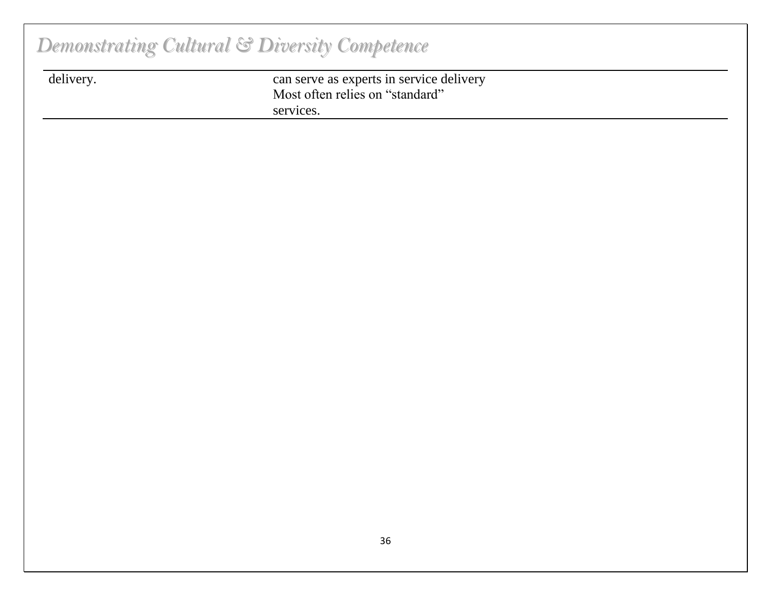| | |
|---|---|
| delivery. | can serve as experts in service delivery<br>Most often relies on “standard” services. |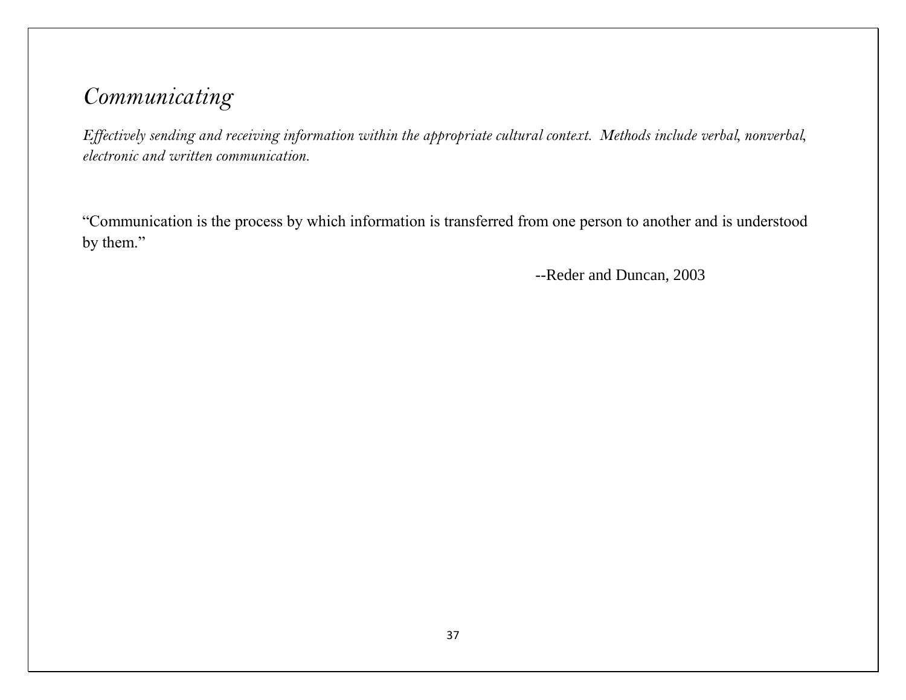## *Communicating*

*Effectively sending and receiving information within the appropriate cultural context. Methods include verbal, nonverbal, electronic and written communication.*

"Communication is the process by which information is transferred from one person to another and is understood by them."

--Reder and Duncan, 2003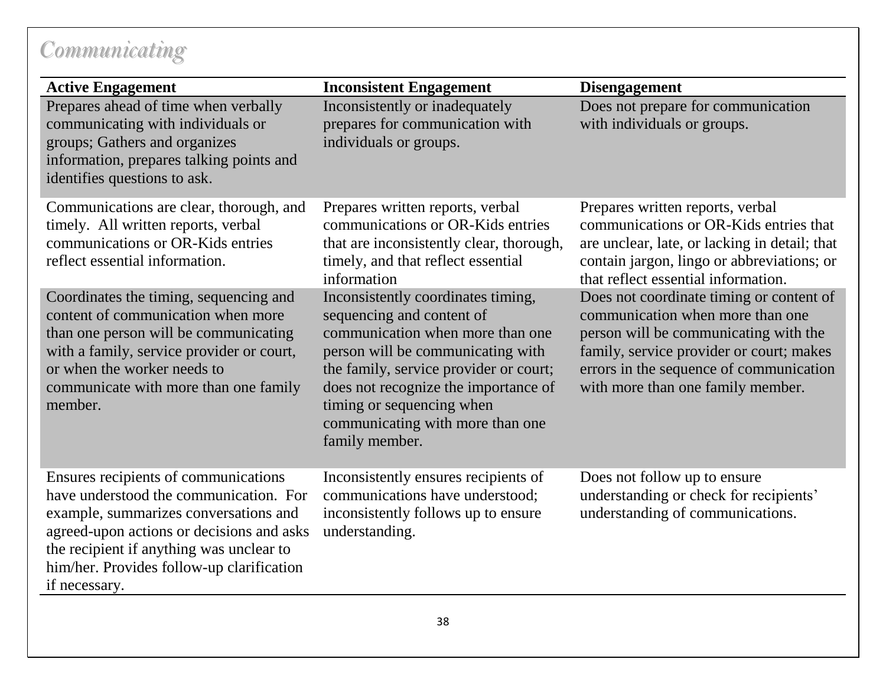## *Communicating*

| Active Engagement | Inconsistent Engagement | Disengagement |
|---|---|---|
| Prepares ahead of time when verbally communicating with individuals or groups; Gathers and organizes information, prepares talking points and identifies questions to ask. | Inconsistently or inadequately prepares for communication with individuals or groups. | Does not prepare for communication with individuals or groups. |
| Communications are clear, thorough, and timely. All written reports, verbal communications or OR-Kids entries reflect essential information. | Prepares written reports, verbal communications or OR-Kids entries that are inconsistently clear, thorough, timely, and that reflect essential information | Prepares written reports, verbal communications or OR-Kids entries that are unclear, late, or lacking in detail; that contain jargon, lingo or abbreviations; or that reflect essential information. |
| Coordinates the timing, sequencing and content of communication when more than one person will be communicating with a family, service provider or court, or when the worker needs to communicate with more than one family member. | Inconsistently coordinates timing, sequencing and content of communication when more than one person will be communicating with the family, service provider or court; does not recognize the importance of timing or sequencing when communicating with more than one family member. | Does not coordinate timing or content of communication when more than one person will be communicating with the family, service provider or court; makes errors in the sequence of communication with more than one family member. |
| Ensures recipients of communications have understood the communication. For example, summarizes conversations and agreed-upon actions or decisions and asks the recipient if anything was unclear to him/her. Provides follow-up clarification if necessary. | Inconsistently ensures recipients of communications have understood; inconsistently follows up to ensure understanding. | Does not follow up to ensure understanding or check for recipients' understanding of communications. |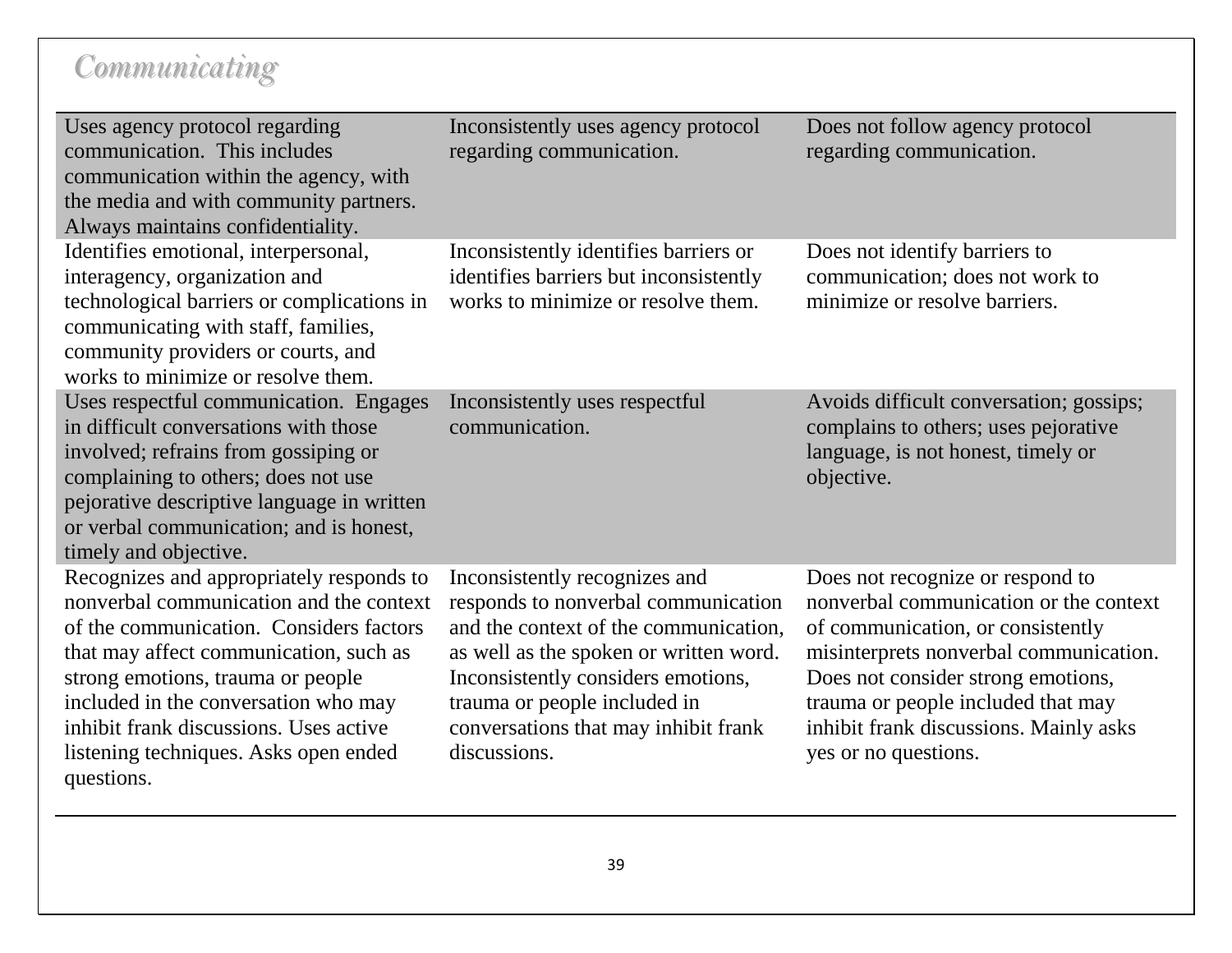## *Communicating*

| | | |
|---|---|---|
| Uses agency protocol regarding communication. This includes communication within the agency, with the media and with community partners. Always maintains confidentiality. | Inconsistently uses agency protocol regarding communication. | Does not follow agency protocol regarding communication. |
| Identifies emotional, interpersonal, interagency, organization and technological barriers or complications in communicating with staff, families, community providers or courts, and works to minimize or resolve them. | Inconsistently identifies barriers or identifies barriers but inconsistently works to minimize or resolve them. | Does not identify barriers to communication; does not work to minimize or resolve barriers. |
| Uses respectful communication. Engages in difficult conversations with those involved; refrains from gossiping or complaining to others; does not use pejorative descriptive language in written or verbal communication; and is honest, timely and objective. | Inconsistently uses respectful communication. | Avoids difficult conversation; gossips; complains to others; uses pejorative language, is not honest, timely or objective. |
| Recognizes and appropriately responds to nonverbal communication and the context of the communication. Considers factors that may affect communication, such as strong emotions, trauma or people included in the conversation who may inhibit frank discussions. Uses active listening techniques. Asks open ended questions. | Inconsistently recognizes and responds to nonverbal communication and the context of the communication, as well as the spoken or written word. Inconsistently considers emotions, trauma or people included in conversations that may inhibit frank discussions. | Does not recognize or respond to nonverbal communication or the context of communication, or consistently misinterprets nonverbal communication. Does not consider strong emotions, trauma or people included that may inhibit frank discussions. Mainly asks yes or no questions. |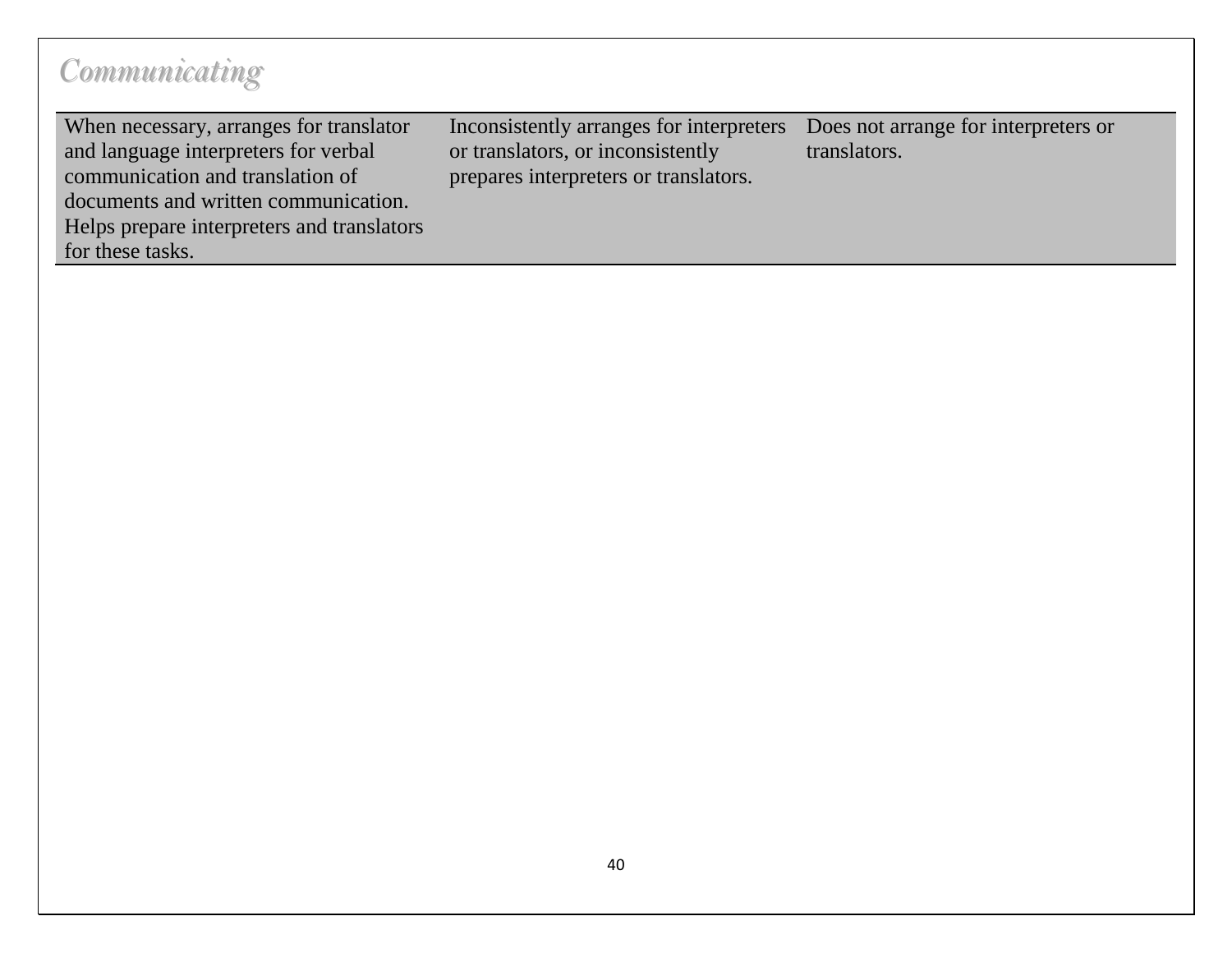## *Communicating*

| | | |
|---|---|---|
| When necessary, arranges for translator and language interpreters for verbal communication and translation of documents and written communication. Helps prepare interpreters and translators for these tasks. | Inconsistently arranges for interpreters or translators, or inconsistently prepares interpreters or translators. | Does not arrange for interpreters or translators. |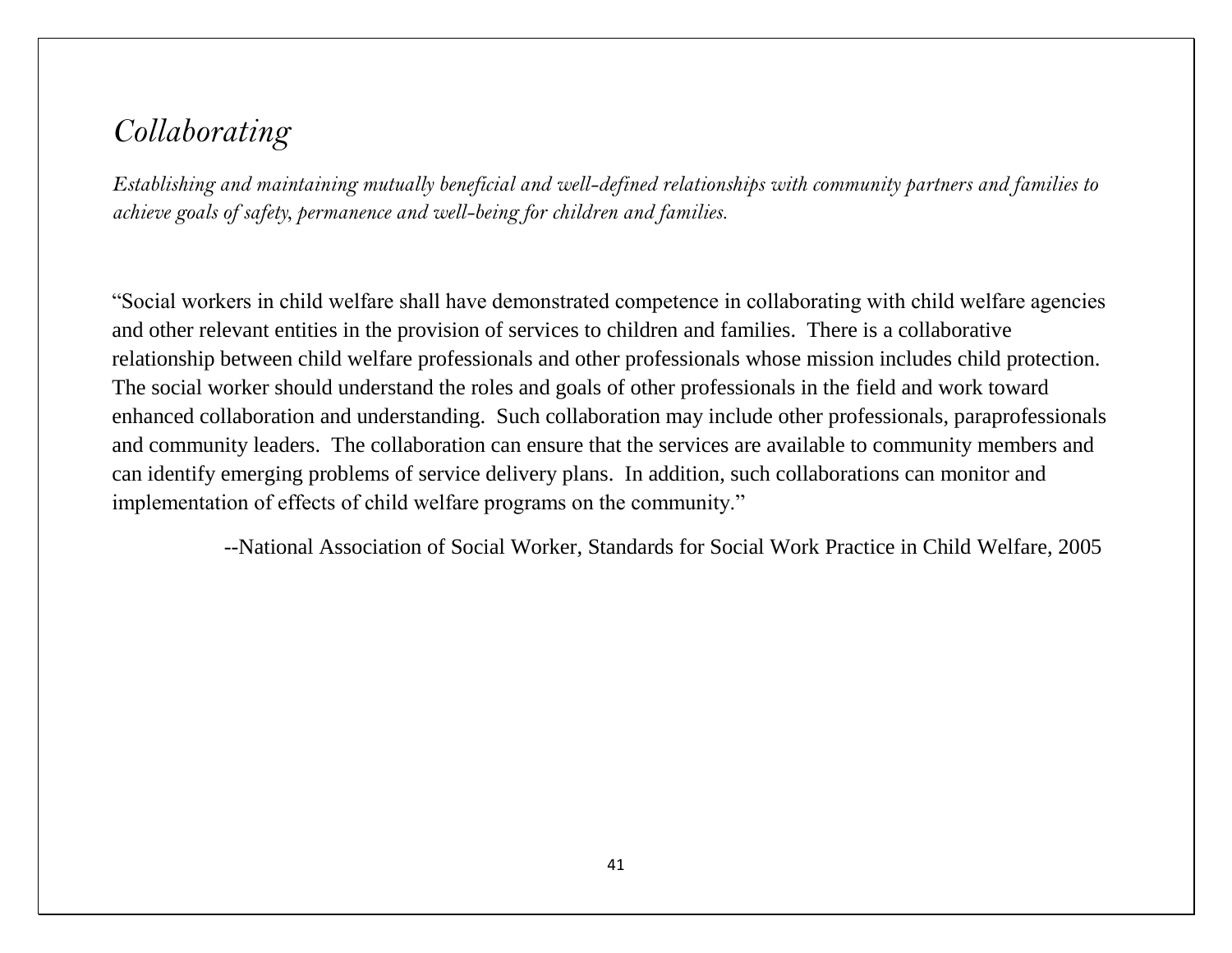# *Collaborating*

*Establishing and maintaining mutually beneficial and well-defined relationships with community partners and families to achieve goals of safety, permanence and well-being for children and families.*

"Social workers in child welfare shall have demonstrated competence in collaborating with child welfare agencies and other relevant entities in the provision of services to children and families. There is a collaborative relationship between child welfare professionals and other professionals whose mission includes child protection. The social worker should understand the roles and goals of other professionals in the field and work toward enhanced collaboration and understanding. Such collaboration may include other professionals, paraprofessionals and community leaders. The collaboration can ensure that the services are available to community members and can identify emerging problems of service delivery plans. In addition, such collaborations can monitor and implementation of effects of child welfare programs on the community."

--National Association of Social Worker, Standards for Social Work Practice in Child Welfare, 2005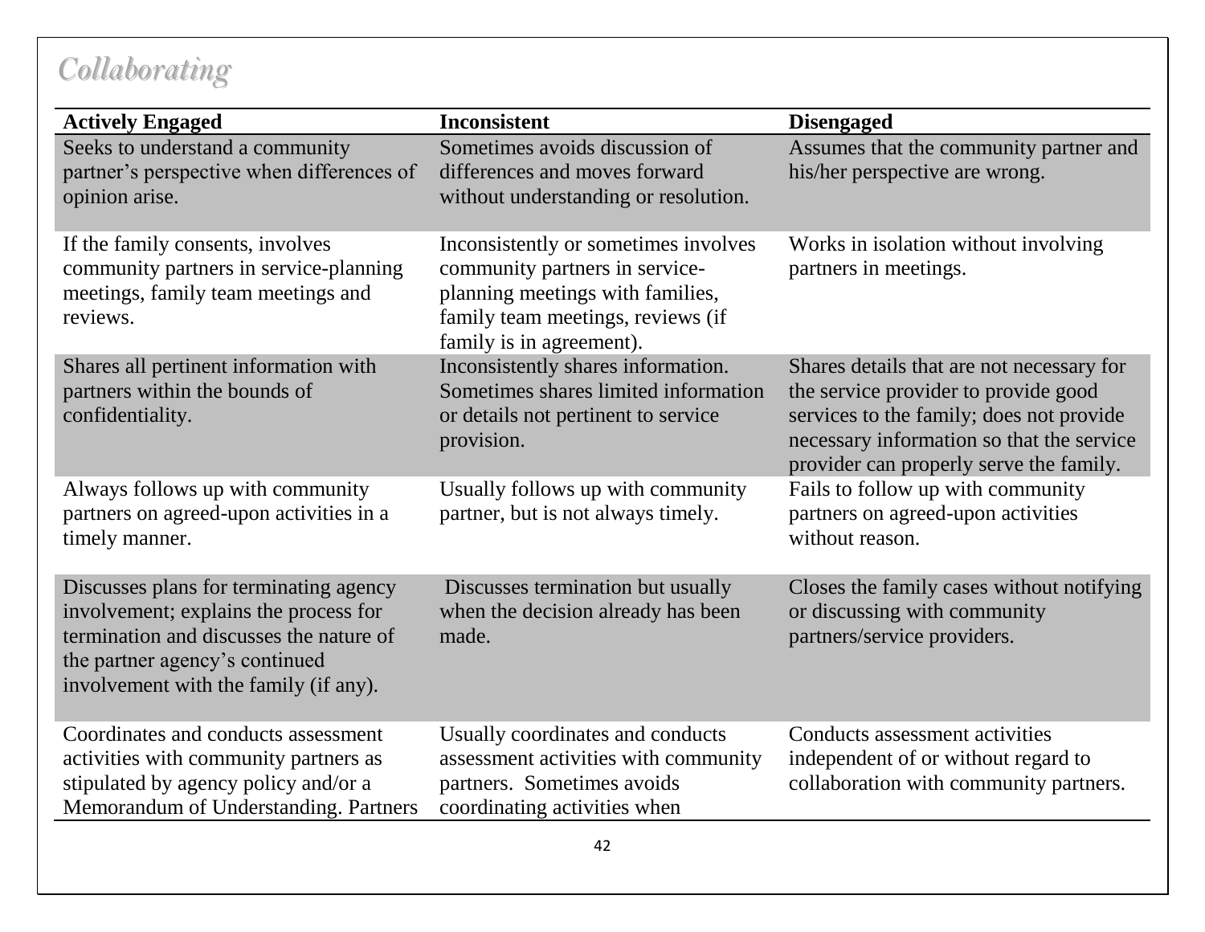## *Collaborating*

| Actively Engaged | Inconsistent | Disengaged |
|---|---|---|
| Seeks to understand a community partner's perspective when differences of opinion arise. | Sometimes avoids discussion of differences and moves forward without understanding or resolution. | Assumes that the community partner and his/her perspective are wrong. |
| If the family consents, involves community partners in service-planning meetings, family team meetings and reviews. | Inconsistently or sometimes involves community partners in service-planning meetings with families, family team meetings, reviews (if family is in agreement). | Works in isolation without involving partners in meetings. |
| Shares all pertinent information with partners within the bounds of confidentiality. | Inconsistently shares information. Sometimes shares limited information or details not pertinent to service provision. | Shares details that are not necessary for the service provider to provide good services to the family; does not provide necessary information so that the service provider can properly serve the family. |
| Always follows up with community partners on agreed-upon activities in a timely manner. | Usually follows up with community partner, but is not always timely. | Fails to follow up with community partners on agreed-upon activities without reason. |
| Discusses plans for terminating agency involvement; explains the process for termination and discusses the nature of the partner agency's continued involvement with the family (if any). | Discusses termination but usually when the decision already has been made. | Closes the family cases without notifying or discussing with community partners/service providers. |
| Coordinates and conducts assessment activities with community partners as stipulated by agency policy and/or a Memorandum of Understanding. Partners | Usually coordinates and conducts assessment activities with community partners. Sometimes avoids coordinating activities when | Conducts assessment activities independent of or without regard to collaboration with community partners. |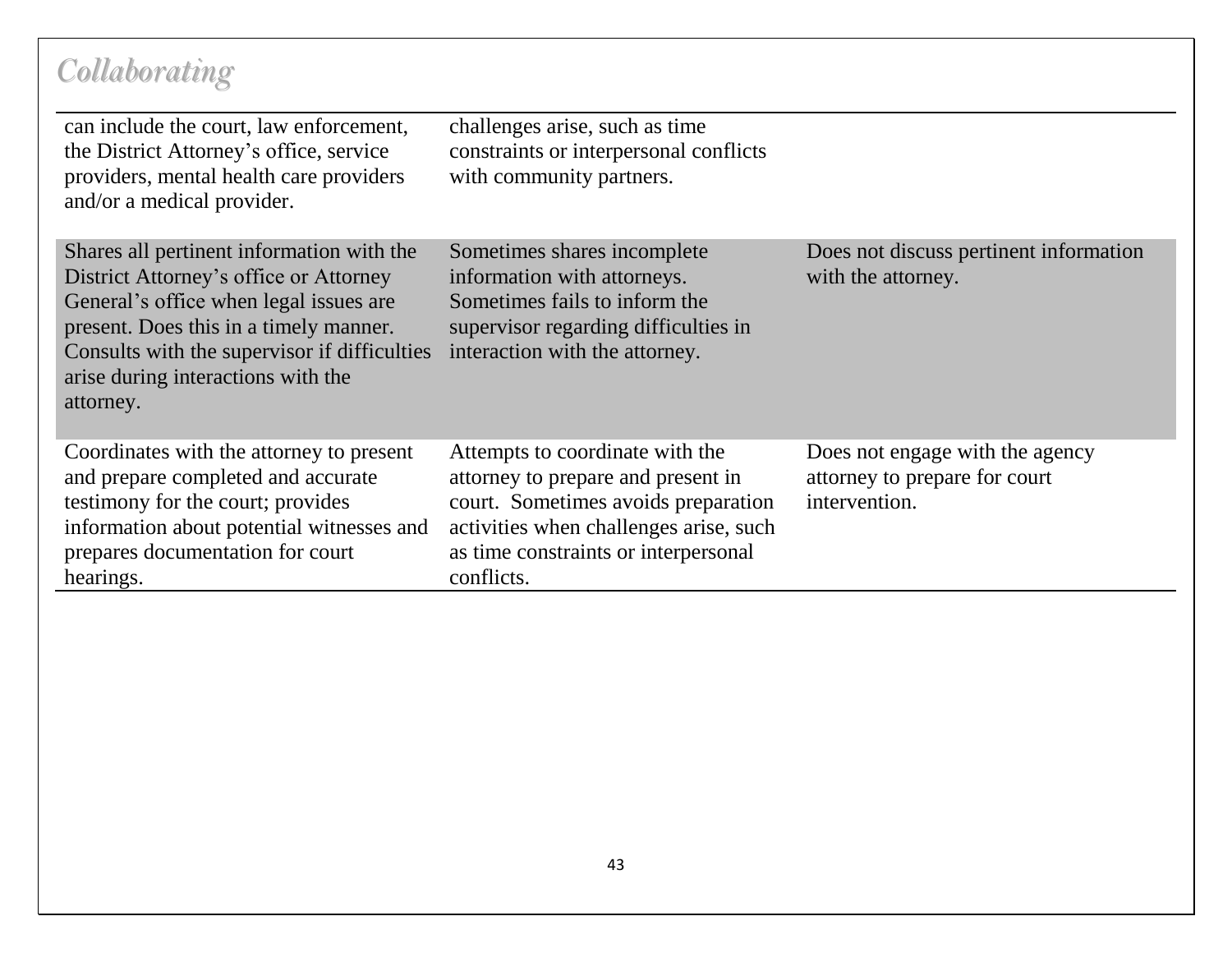## *Collaborating*

| | | |
|---|---|---|
| can include the court, law enforcement, the District Attorney's office, service providers, mental health care providers and/or a medical provider. | challenges arise, such as time constraints or interpersonal conflicts with community partners. | |
| Shares all pertinent information with the District Attorney's office or Attorney General's office when legal issues are present. Does this in a timely manner. Consults with the supervisor if difficulties arise during interactions with the attorney. | Sometimes shares incomplete information with attorneys. Sometimes fails to inform the supervisor regarding difficulties in interaction with the attorney. | Does not discuss pertinent information with the attorney. |
| Coordinates with the attorney to present and prepare completed and accurate testimony for the court; provides information about potential witnesses and prepares documentation for court hearings. | Attempts to coordinate with the attorney to prepare and present in court. Sometimes avoids preparation activities when challenges arise, such as time constraints or interpersonal conflicts. | Does not engage with the agency attorney to prepare for court intervention. |